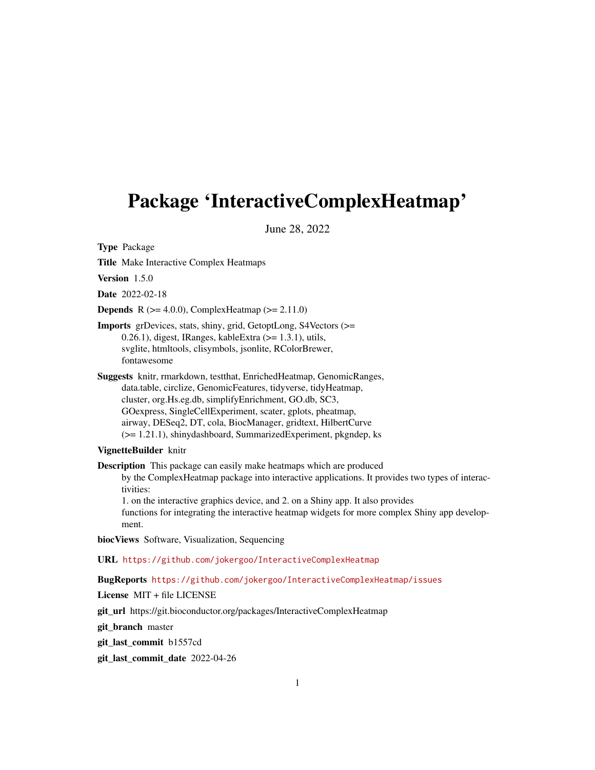# Package 'InteractiveComplexHeatmap'

June 28, 2022

**Type** Package

**Title** Make Interactive Complex Heatmaps

**Version** 1.5.0

**Date** 2022-02-18

**Depends** R (>= 4.0.0), ComplexHeatmap (>= 2.11.0)

**Imports** grDevices, stats, shiny, grid, GetoptLong, S4Vectors (>= 0.26.1), digest, IRanges, kableExtra (>= 1.3.1), utils, svglite, htmltools, clisymbols, jsonlite, RColorBrewer, fontawesome

**Suggests** knitr, rmarkdown, testthat, EnrichedHeatmap, GenomicRanges, data.table, circlize, GenomicFeatures, tidyverse, tidyHeatmap, cluster, org.Hs.eg.db, simplifyEnrichment, GO.db, SC3, GOexpress, SingleCellExperiment, scater, gplots, pheatmap, airway, DESeq2, DT, cola, BiocManager, gridtext, HilbertCurve (>= 1.21.1), shinydashboard, SummarizedExperiment, pkgndep, ks

**VignetteBuilder** knitr

**Description** This package can easily make heatmaps which are produced by the ComplexHeatmap package into interactive applications. It provides two types of interactivities:
1. on the interactive graphics device, and 2. on a Shiny app. It also provides functions for integrating the interactive heatmap widgets for more complex Shiny app development.

**biocViews** Software, Visualization, Sequencing

**URL** https://github.com/jokergoo/InteractiveComplexHeatmap

**BugReports** https://github.com/jokergoo/InteractiveComplexHeatmap/issues

**License** MIT + file LICENSE

**git_url** https://git.bioconductor.org/packages/InteractiveComplexHeatmap

**git_branch** master

**git_last_commit** b1557cd

**git_last_commit_date** 2022-04-26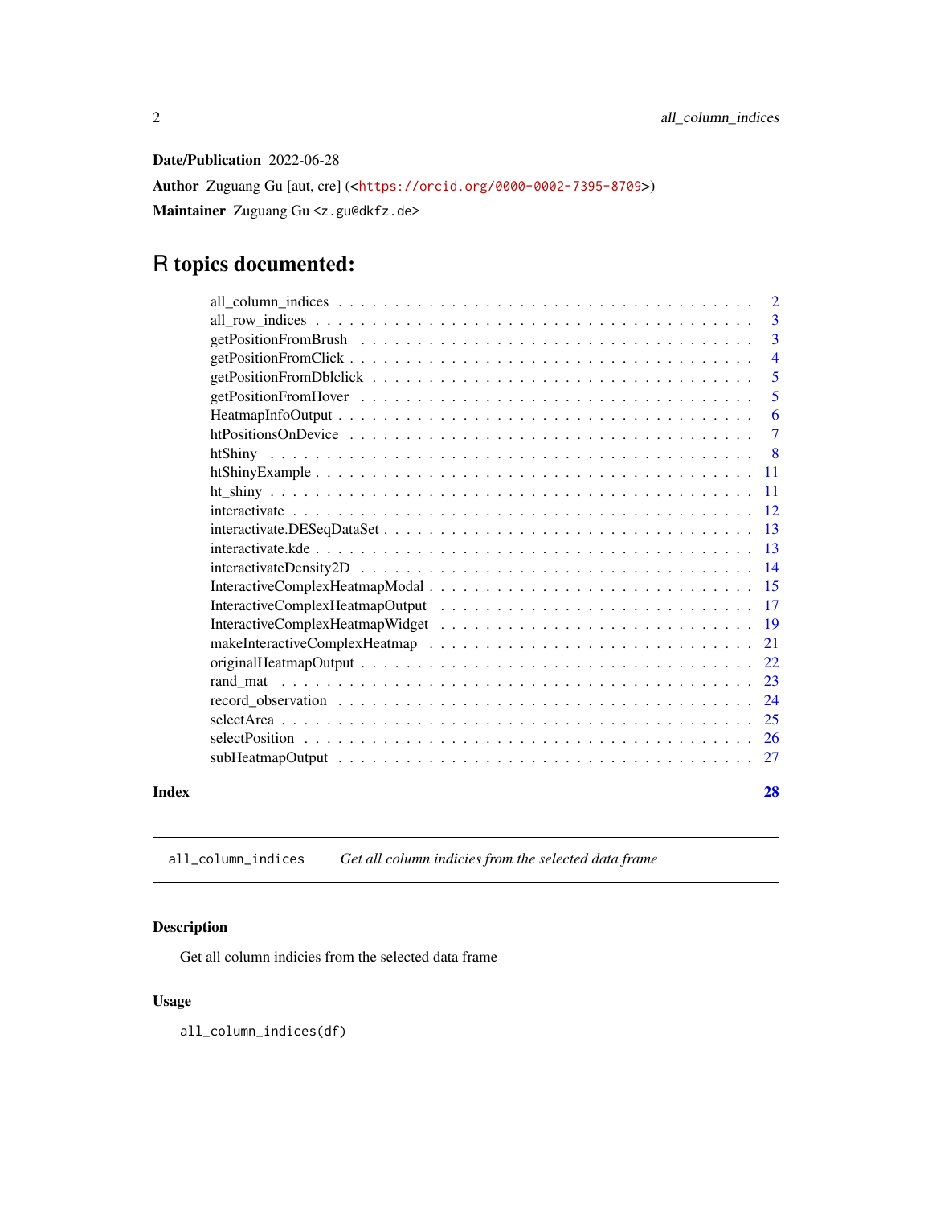**Date/Publication** 2022-06-28

**Author** Zuguang Gu [aut, cre] (<https://orcid.org/0000-0002-7395-8709>)

**Maintainer** Zuguang Gu <z.gu@dkfz.de>

# R topics documented:

| | |
|---|---|
| all_column_indices | 2 |
| all_row_indices | 3 |
| getPositionFromBrush | 3 |
| getPositionFromClick | 4 |
| getPositionFromDblclick | 5 |
| getPositionFromHover | 5 |
| HeatmapInfoOutput | 6 |
| htPositionsOnDevice | 7 |
| htShiny | 8 |
| htShinyExample | 11 |
| ht_shiny | 11 |
| interactivate | 12 |
| interactivate.DESeqDataSet | 13 |
| interactivate.kde | 13 |
| interactivateDensity2D | 14 |
| InteractiveComplexHeatmapModal | 15 |
| InteractiveComplexHeatmapOutput | 17 |
| InteractiveComplexHeatmapWidget | 19 |
| makeInteractiveComplexHeatmap | 21 |
| originalHeatmapOutput | 22 |
| rand_mat | 23 |
| record_observation | 24 |
| selectArea | 25 |
| selectPosition | 26 |
| subHeatmapOutput | 27 |
| **Index** | **28** |

---

`all_column_indices` *Get all column indicies from the selected data frame*

---

## Description

Get all column indicies from the selected data frame

## Usage

```
all_column_indices(df)
```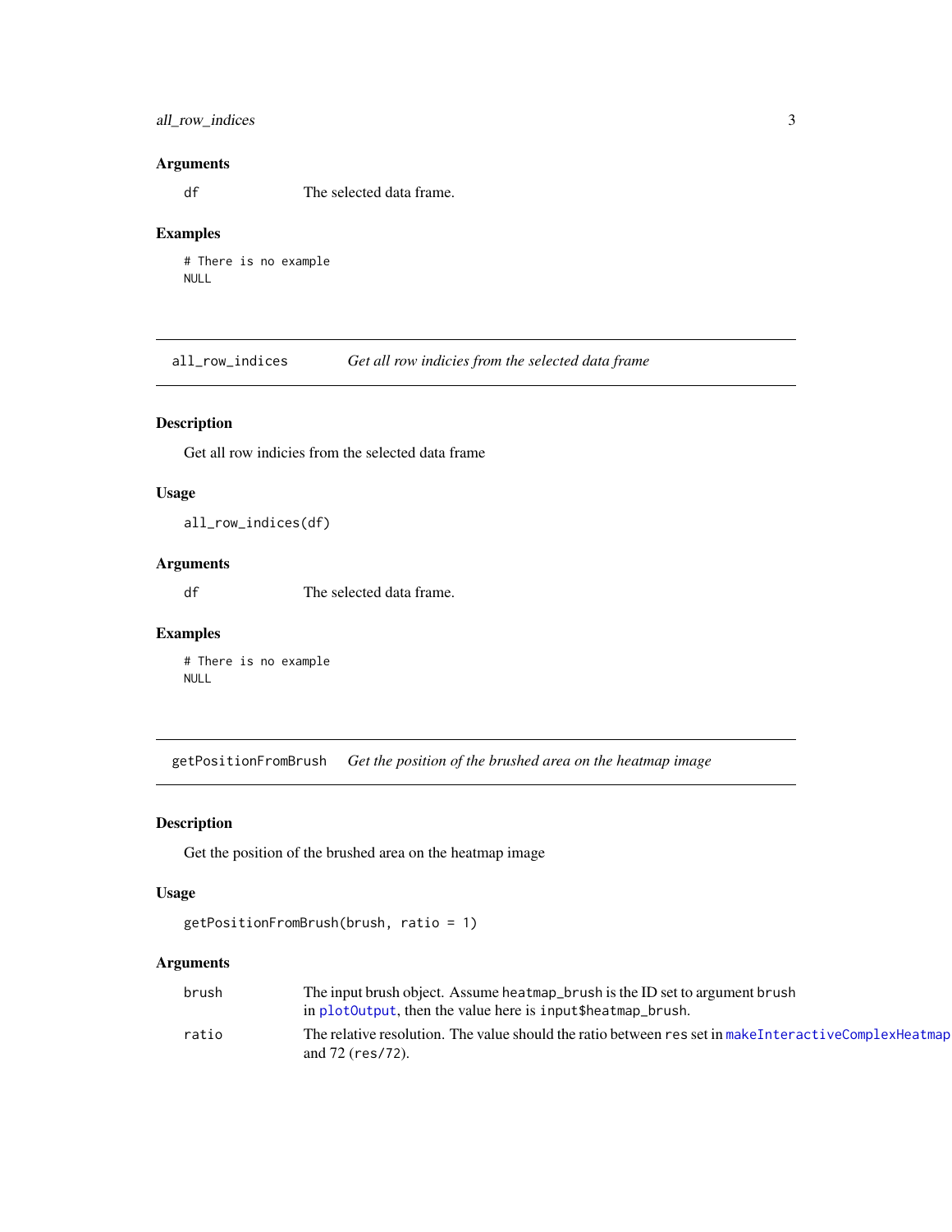### Arguments

df	The selected data frame.

### Examples

```
# There is no example
NULL
```

---

## all_row_indices	*Get all row indicies from the selected data frame*

### Description

Get all row indicies from the selected data frame

### Usage

```
all_row_indices(df)
```

### Arguments

df	The selected data frame.

### Examples

```
# There is no example
NULL
```

---

## getPositionFromBrush	*Get the position of the brushed area on the heatmap image*

### Description

Get the position of the brushed area on the heatmap image

### Usage

```
getPositionFromBrush(brush, ratio = 1)
```

### Arguments

| | |
|---|---|
| brush | The input brush object. Assume heatmap_brush is the ID set to argument brush in plotOutput, then the value here is input$heatmap_brush. |
| ratio | The relative resolution. The value should the ratio between res set in makeInteractiveComplexHeatmap and 72 (res/72). |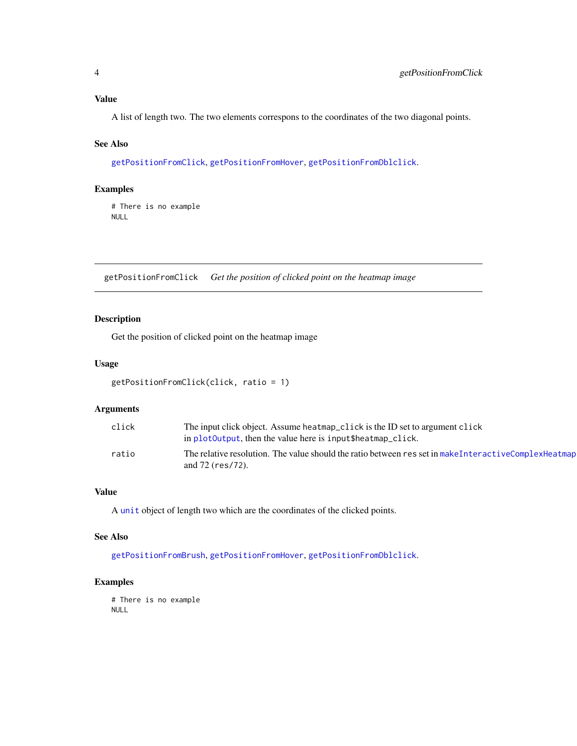### Value

A list of length two. The two elements correspons to the coordinates of the two diagonal points.

### See Also

getPositionFromClick, getPositionFromHover, getPositionFromDblclick.

### Examples

```
# There is no example
NULL
```

---

## getPositionFromClick *Get the position of clicked point on the heatmap image*

---

### Description

Get the position of clicked point on the heatmap image

### Usage

```
getPositionFromClick(click, ratio = 1)
```

### Arguments

| | |
|---|---|
| click | The input click object. Assume `heatmap_click` is the ID set to argument `click` in `plotOutput`, then the value here is `input$heatmap_click`. |
| ratio | The relative resolution. The value should the ratio between `res` set in `makeInteractiveComplexHeatmap` and 72 (`res/72`). |

### Value

A `unit` object of length two which are the coordinates of the clicked points.

### See Also

getPositionFromBrush, getPositionFromHover, getPositionFromDblclick.

### Examples

```
# There is no example
NULL
```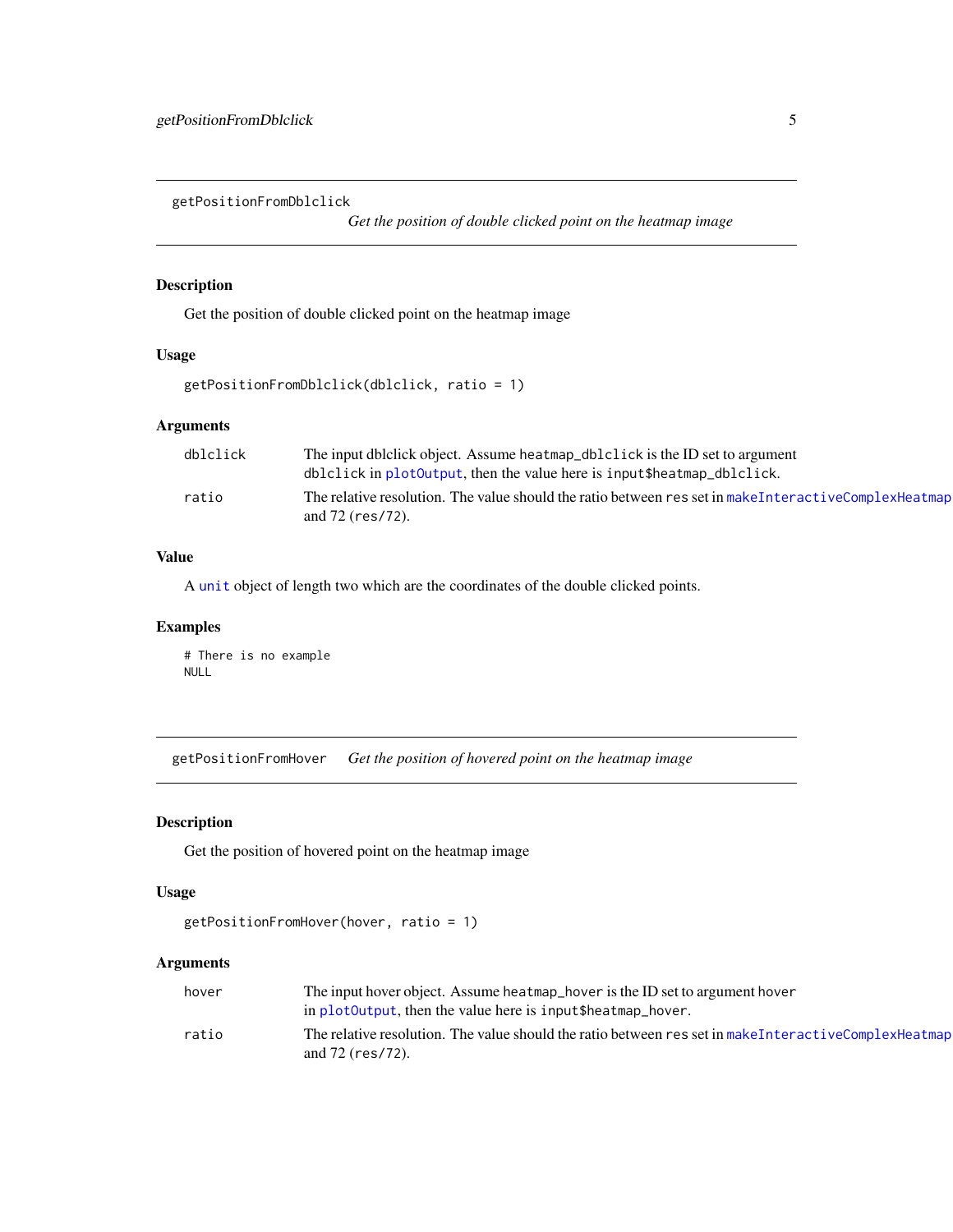## getPositionFromDblclick

*Get the position of double clicked point on the heatmap image*

### Description

Get the position of double clicked point on the heatmap image

### Usage

```
getPositionFromDblclick(dblclick, ratio = 1)
```

### Arguments

| | |
|---|---|
| dblclick | The input dblclick object. Assume `heatmap_dblclick` is the ID set to argument `dblclick` in `plotOutput`, then the value here is `input$heatmap_dblclick`. |
| ratio | The relative resolution. The value should the ratio between `res` set in `makeInteractiveComplexHeatmap` and 72 (`res/72`). |

### Value

A `unit` object of length two which are the coordinates of the double clicked points.

### Examples

```
# There is no example
NULL
```

## getPositionFromHover

*Get the position of hovered point on the heatmap image*

### Description

Get the position of hovered point on the heatmap image

### Usage

```
getPositionFromHover(hover, ratio = 1)
```

### Arguments

| | |
|---|---|
| hover | The input hover object. Assume `heatmap_hover` is the ID set to argument `hover` in `plotOutput`, then the value here is `input$heatmap_hover`. |
| ratio | The relative resolution. The value should the ratio between `res` set in `makeInteractiveComplexHeatmap` and 72 (`res/72`). |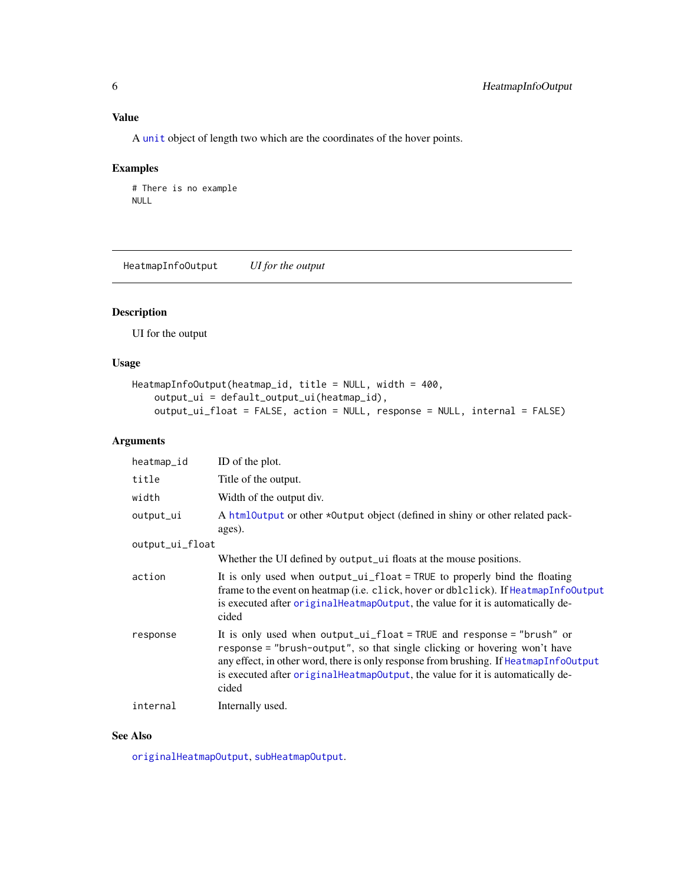## Value

A `unit` object of length two which are the coordinates of the hover points.

## Examples

```
# There is no example
NULL
```

---

# HeatmapInfoOutput — *UI for the output*

## Description

UI for the output

## Usage

```
HeatmapInfoOutput(heatmap_id, title = NULL, width = 400,
    output_ui = default_output_ui(heatmap_id),
    output_ui_float = FALSE, action = NULL, response = NULL, internal = FALSE)
```

## Arguments

| Argument | Description |
|---|---|
| `heatmap_id` | ID of the plot. |
| `title` | Title of the output. |
| `width` | Width of the output div. |
| `output_ui` | A `htmlOutput` or other `*Output` object (defined in shiny or other related packages). |
| `output_ui_float` | Whether the UI defined by `output_ui` floats at the mouse positions. |
| `action` | It is only used when `output_ui_float = TRUE` to properly bind the floating frame to the event on heatmap (i.e. `click`, `hover` or `dblclick`). If `HeatmapInfoOutput` is executed after `originalHeatmapOutput`, the value for it is automatically decided |
| `response` | It is only used when `output_ui_float = TRUE` and `response = "brush"` or `response = "brush-output"`, so that single clicking or hovering won't have any effect, in other word, there is only response from brushing. If `HeatmapInfoOutput` is executed after `originalHeatmapOutput`, the value for it is automatically decided |
| `internal` | Internally used. |

## See Also

`originalHeatmapOutput`, `subHeatmapOutput`.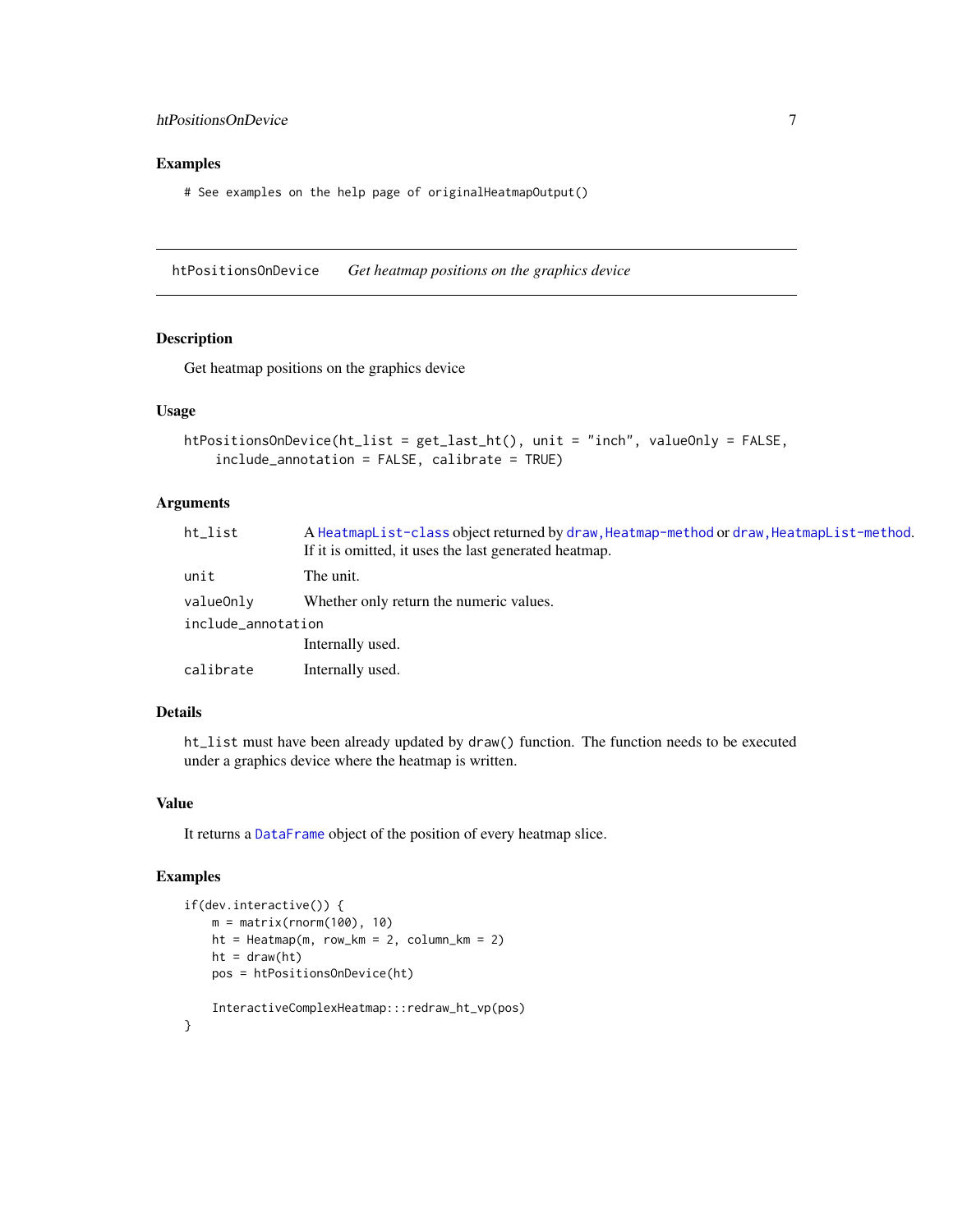## Examples

```
# See examples on the help page of originalHeatmapOutput()
```

---

## htPositionsOnDevice *Get heatmap positions on the graphics device*

### Description

Get heatmap positions on the graphics device

### Usage

```
htPositionsOnDevice(ht_list = get_last_ht(), unit = "inch", valueOnly = FALSE,
    include_annotation = FALSE, calibrate = TRUE)
```

### Arguments

| | |
|---|---|
| `ht_list` | A `HeatmapList-class` object returned by `draw,Heatmap-method` or `draw,HeatmapList-method`. If it is omitted, it uses the last generated heatmap. |
| `unit` | The unit. |
| `valueOnly` | Whether only return the numeric values. |
| `include_annotation` | Internally used. |
| `calibrate` | Internally used. |

### Details

`ht_list` must have been already updated by `draw()` function. The function needs to be executed under a graphics device where the heatmap is written.

### Value

It returns a `DataFrame` object of the position of every heatmap slice.

### Examples

```
if(dev.interactive()) {
    m = matrix(rnorm(100), 10)
    ht = Heatmap(m, row_km = 2, column_km = 2)
    ht = draw(ht)
    pos = htPositionsOnDevice(ht)

    InteractiveComplexHeatmap:::redraw_ht_vp(pos)
}
```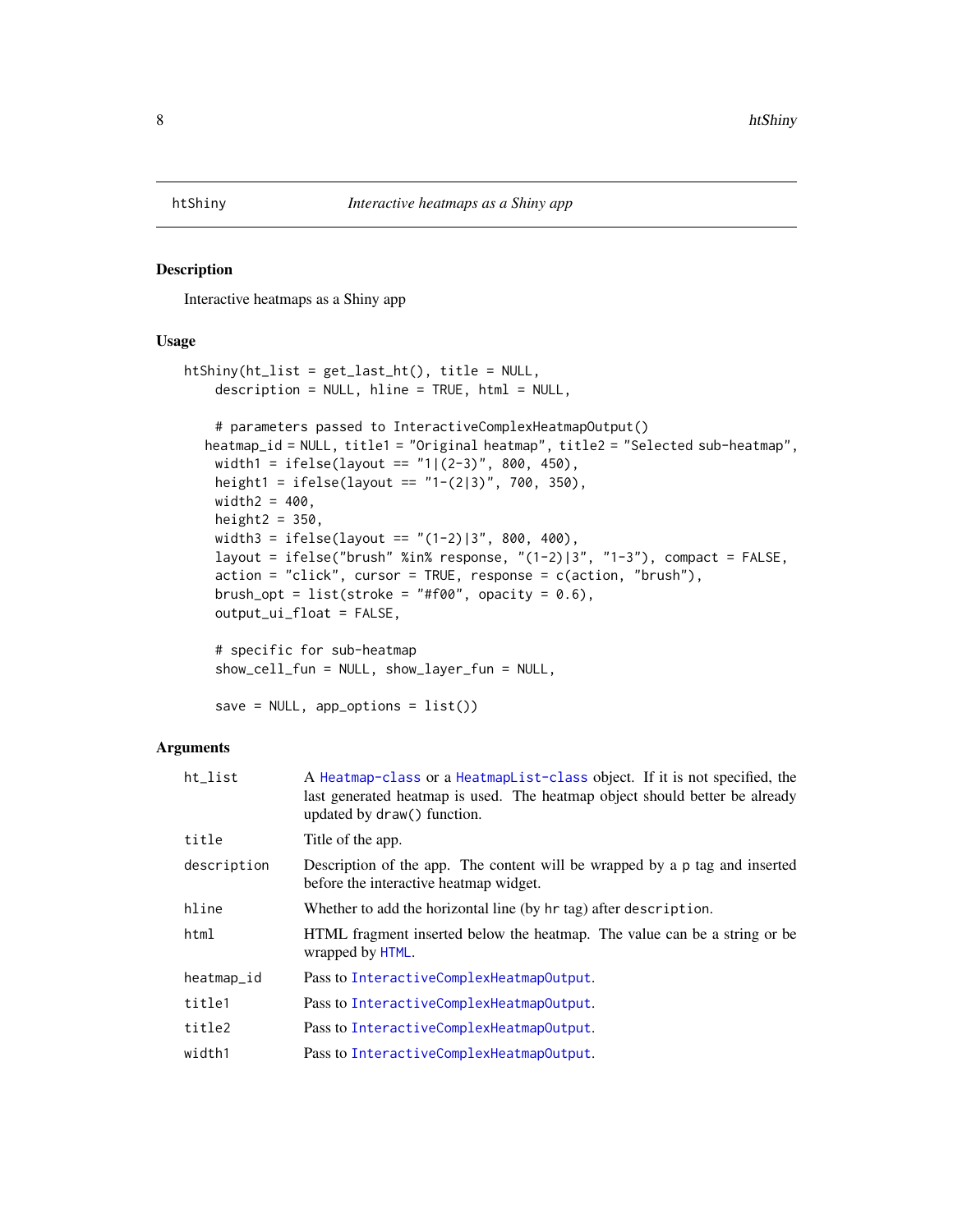## htShiny — *Interactive heatmaps as a Shiny app*

### Description

Interactive heatmaps as a Shiny app

### Usage

```
htShiny(ht_list = get_last_ht(), title = NULL,
    description = NULL, hline = TRUE, html = NULL,

    # parameters passed to InteractiveComplexHeatmapOutput()
   heatmap_id = NULL, title1 = "Original heatmap", title2 = "Selected sub-heatmap",
    width1 = ifelse(layout == "1|(2-3)", 800, 450),
    height1 = ifelse(layout == "1-(2|3)", 700, 350),
    width2 = 400,
    height2 = 350,
    width3 = ifelse(layout == "(1-2)|3", 800, 400),
    layout = ifelse("brush" %in% response, "(1-2)|3", "1-3"), compact = FALSE,
    action = "click", cursor = TRUE, response = c(action, "brush"),
    brush_opt = list(stroke = "#f00", opacity = 0.6),
    output_ui_float = FALSE,

    # specific for sub-heatmap
    show_cell_fun = NULL, show_layer_fun = NULL,

    save = NULL, app_options = list())
```

### Arguments

| Argument | Description |
|---|---|
| `ht_list` | A Heatmap-class or a HeatmapList-class object. If it is not specified, the last generated heatmap is used. The heatmap object should better be already updated by `draw()` function. |
| `title` | Title of the app. |
| `description` | Description of the app. The content will be wrapped by a `p` tag and inserted before the interactive heatmap widget. |
| `hline` | Whether to add the horizontal line (by `hr` tag) after `description`. |
| `html` | HTML fragment inserted below the heatmap. The value can be a string or be wrapped by HTML. |
| `heatmap_id` | Pass to InteractiveComplexHeatmapOutput. |
| `title1` | Pass to InteractiveComplexHeatmapOutput. |
| `title2` | Pass to InteractiveComplexHeatmapOutput. |
| `width1` | Pass to InteractiveComplexHeatmapOutput. |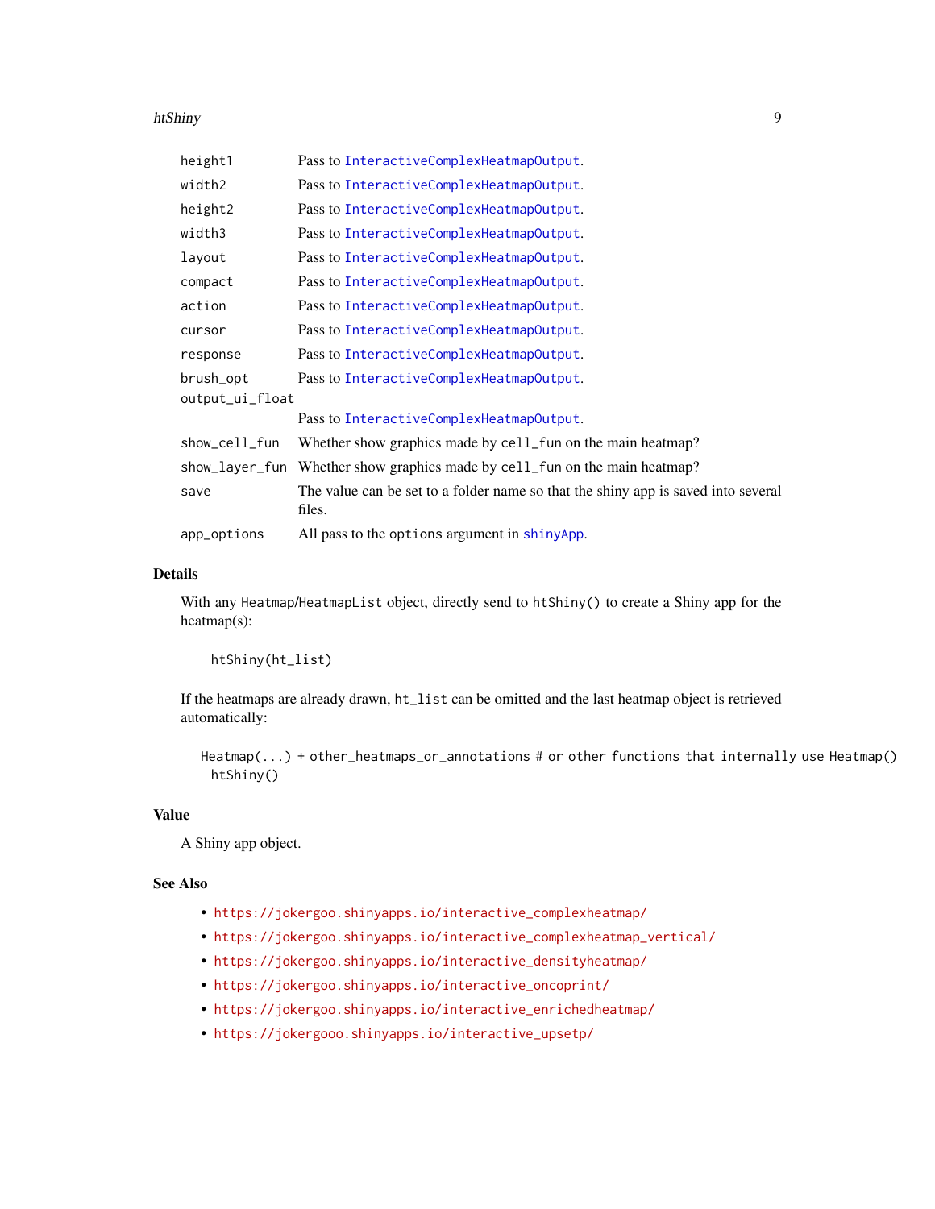| | |
|---|---|
| `height1` | Pass to `InteractiveComplexHeatmapOutput`. |
| `width2` | Pass to `InteractiveComplexHeatmapOutput`. |
| `height2` | Pass to `InteractiveComplexHeatmapOutput`. |
| `width3` | Pass to `InteractiveComplexHeatmapOutput`. |
| `layout` | Pass to `InteractiveComplexHeatmapOutput`. |
| `compact` | Pass to `InteractiveComplexHeatmapOutput`. |
| `action` | Pass to `InteractiveComplexHeatmapOutput`. |
| `cursor` | Pass to `InteractiveComplexHeatmapOutput`. |
| `response` | Pass to `InteractiveComplexHeatmapOutput`. |
| `brush_opt` | Pass to `InteractiveComplexHeatmapOutput`. |
| `output_ui_float` | Pass to `InteractiveComplexHeatmapOutput`. |
| `show_cell_fun` | Whether show graphics made by `cell_fun` on the main heatmap? |
| `show_layer_fun` | Whether show graphics made by `cell_fun` on the main heatmap? |
| `save` | The value can be set to a folder name so that the shiny app is saved into several files. |
| `app_options` | All pass to the `options` argument in `shinyApp`. |

## Details

With any `Heatmap`/`HeatmapList` object, directly send to `htShiny()` to create a Shiny app for the heatmap(s):

```
htShiny(ht_list)
```

If the heatmaps are already drawn, `ht_list` can be omitted and the last heatmap object is retrieved automatically:

```
Heatmap(...) + other_heatmaps_or_annotations # or other functions that internally use Heatmap()
htShiny()
```

## Value

A Shiny app object.

## See Also

- https://jokergoo.shinyapps.io/interactive_complexheatmap/
- https://jokergoo.shinyapps.io/interactive_complexheatmap_vertical/
- https://jokergoo.shinyapps.io/interactive_densityheatmap/
- https://jokergoo.shinyapps.io/interactive_oncoprint/
- https://jokergoo.shinyapps.io/interactive_enrichedheatmap/
- https://jokergooo.shinyapps.io/interactive_upsetp/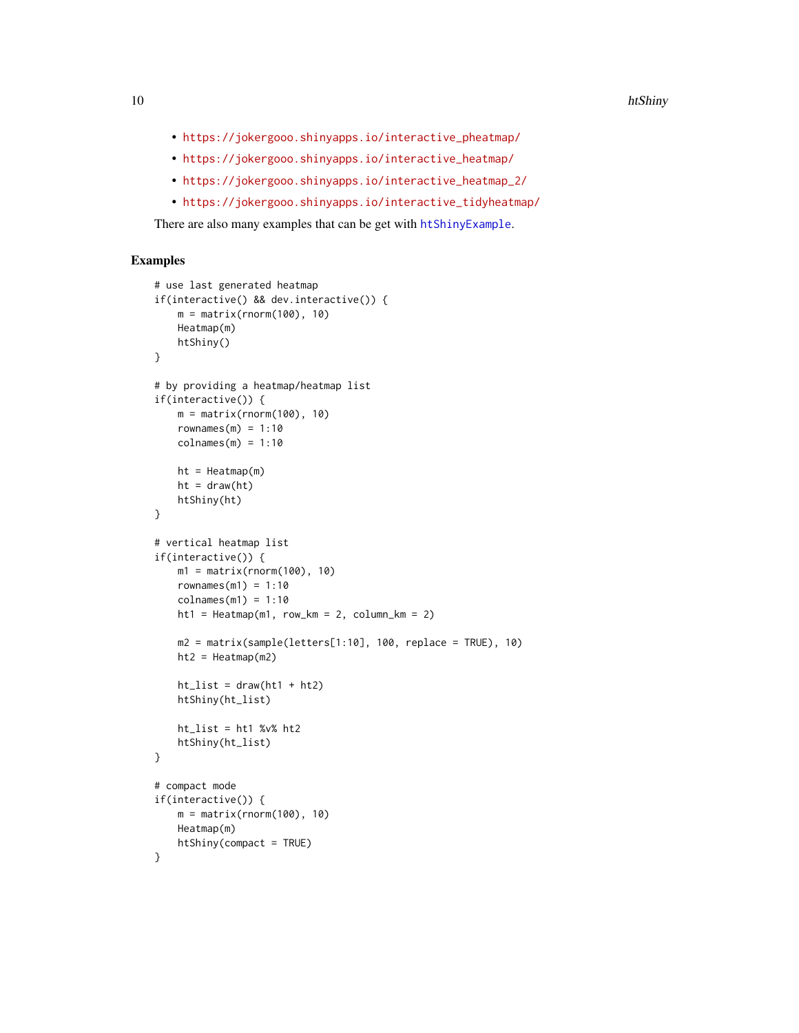- https://jokergooo.shinyapps.io/interactive_pheatmap/
- https://jokergooo.shinyapps.io/interactive_heatmap/
- https://jokergooo.shinyapps.io/interactive_heatmap_2/
- https://jokergooo.shinyapps.io/interactive_tidyheatmap/

There are also many examples that can be get with `htShinyExample`.

## Examples

```
# use last generated heatmap
if(interactive() && dev.interactive()) {
    m = matrix(rnorm(100), 10)
    Heatmap(m)
    htShiny()
}

# by providing a heatmap/heatmap list
if(interactive()) {
    m = matrix(rnorm(100), 10)
    rownames(m) = 1:10
    colnames(m) = 1:10

    ht = Heatmap(m)
    ht = draw(ht)
    htShiny(ht)
}

# vertical heatmap list
if(interactive()) {
    m1 = matrix(rnorm(100), 10)
    rownames(m1) = 1:10
    colnames(m1) = 1:10
    ht1 = Heatmap(m1, row_km = 2, column_km = 2)

    m2 = matrix(sample(letters[1:10], 100, replace = TRUE), 10)
    ht2 = Heatmap(m2)

    ht_list = draw(ht1 + ht2)
    htShiny(ht_list)

    ht_list = ht1 %v% ht2
    htShiny(ht_list)
}

# compact mode
if(interactive()) {
    m = matrix(rnorm(100), 10)
    Heatmap(m)
    htShiny(compact = TRUE)
}
```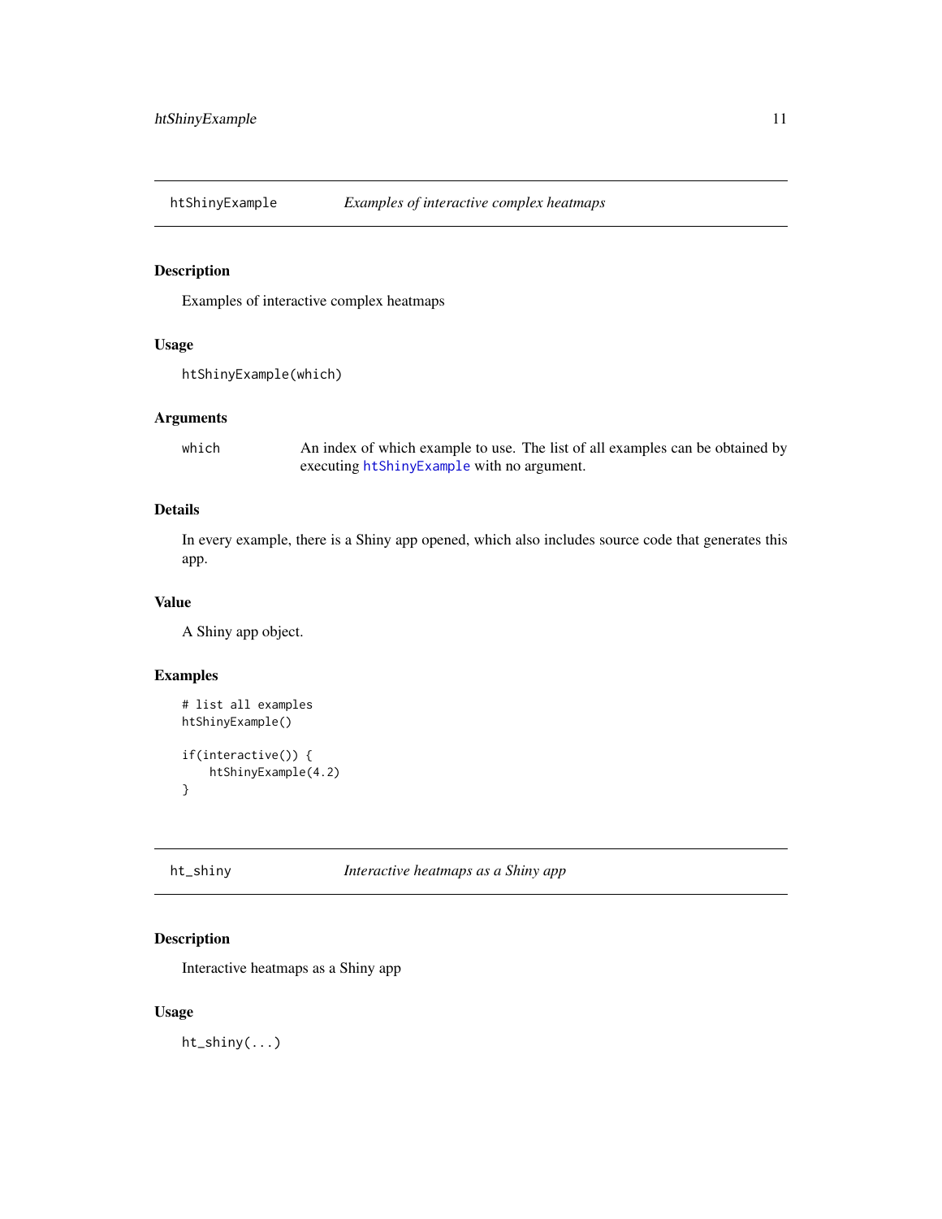## htShinyExample — *Examples of interactive complex heatmaps*

### Description

Examples of interactive complex heatmaps

### Usage

```
htShinyExample(which)
```

### Arguments

| | |
|---|---|
| `which` | An index of which example to use. The list of all examples can be obtained by executing `htShinyExample` with no argument. |

### Details

In every example, there is a Shiny app opened, which also includes source code that generates this app.

### Value

A Shiny app object.

### Examples

```
# list all examples
htShinyExample()

if(interactive()) {
    htShinyExample(4.2)
}
```

## ht_shiny — *Interactive heatmaps as a Shiny app*

### Description

Interactive heatmaps as a Shiny app

### Usage

```
ht_shiny(...)
```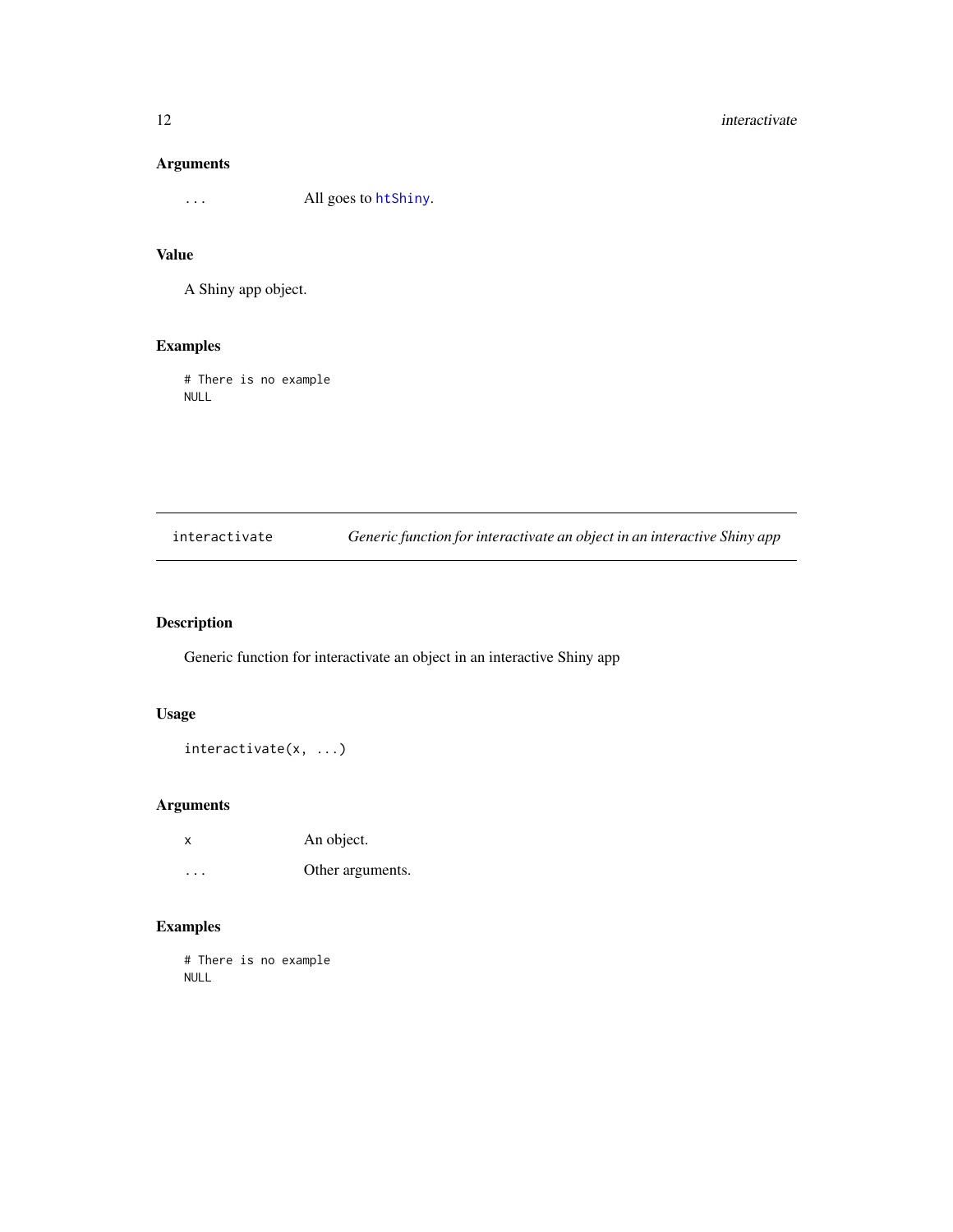### Arguments

| | |
|---|---|
| `...` | All goes to `htShiny`. |

### Value

A Shiny app object.

### Examples

```
# There is no example
NULL
```

---

## interactivate — *Generic function for interactivate an object in an interactive Shiny app*

### Description

Generic function for interactivate an object in an interactive Shiny app

### Usage

```
interactivate(x, ...)
```

### Arguments

| | |
|---|---|
| `x` | An object. |
| `...` | Other arguments. |

### Examples

```
# There is no example
NULL
```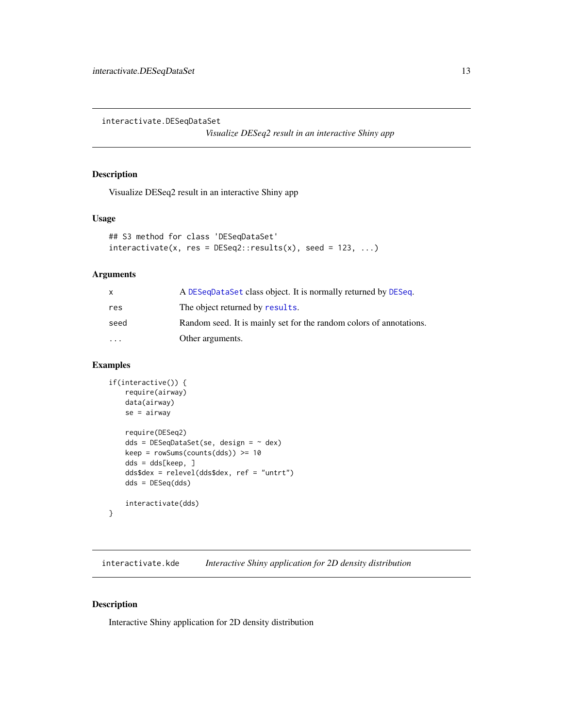## interactivate.DESeqDataSet

*Visualize DESeq2 result in an interactive Shiny app*

### Description

Visualize DESeq2 result in an interactive Shiny app

### Usage

```
## S3 method for class 'DESeqDataSet'
interactivate(x, res = DESeq2::results(x), seed = 123, ...)
```

### Arguments

| | |
|---|---|
| x | A `DESeqDataSet` class object. It is normally returned by `DESeq`. |
| res | The object returned by `results`. |
| seed | Random seed. It is mainly set for the random colors of annotations. |
| ... | Other arguments. |

### Examples

```
if(interactive()) {
    require(airway)
    data(airway)
    se = airway

    require(DESeq2)
    dds = DESeqDataSet(se, design = ~ dex)
    keep = rowSums(counts(dds)) >= 10
    dds = dds[keep, ]
    dds$dex = relevel(dds$dex, ref = "untrt")
    dds = DESeq(dds)

    interactivate(dds)
}
```

## interactivate.kde

*Interactive Shiny application for 2D density distribution*

### Description

Interactive Shiny application for 2D density distribution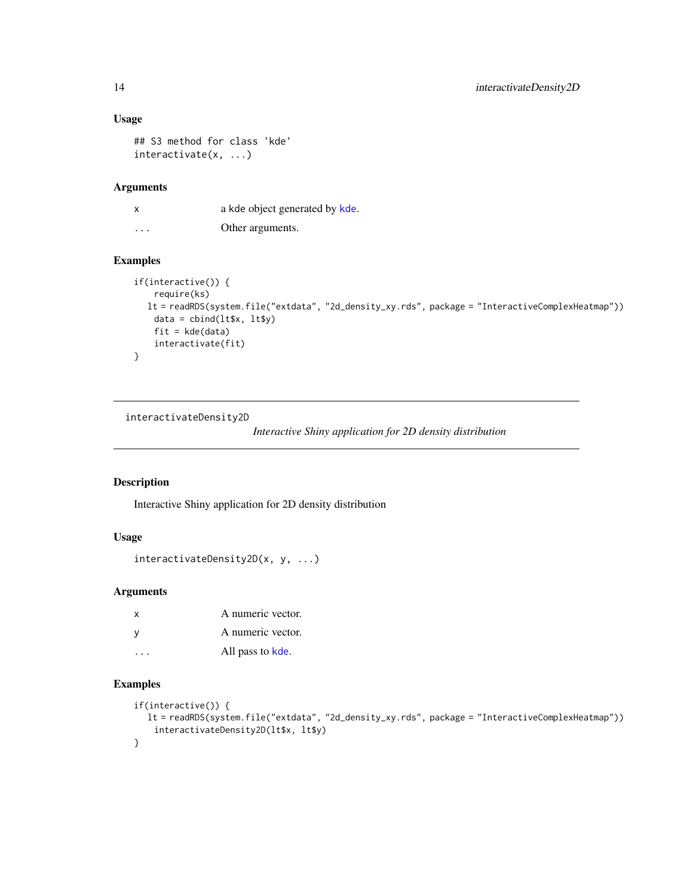## Usage

```
## S3 method for class 'kde'
interactivate(x, ...)
```

## Arguments

| | |
|---|---|
| x | a kde object generated by kde. |
| ... | Other arguments. |

## Examples

```
if(interactive()) {
    require(ks)
   lt = readRDS(system.file("extdata", "2d_density_xy.rds", package = "InteractiveComplexHeatmap"))
    data = cbind(lt$x, lt$y)
    fit = kde(data)
    interactivate(fit)
}
```

---

# interactivateDensity2D

*Interactive Shiny application for 2D density distribution*

---

## Description

Interactive Shiny application for 2D density distribution

## Usage

```
interactivateDensity2D(x, y, ...)
```

## Arguments

| | |
|---|---|
| x | A numeric vector. |
| y | A numeric vector. |
| ... | All pass to kde. |

## Examples

```
if(interactive()) {
   lt = readRDS(system.file("extdata", "2d_density_xy.rds", package = "InteractiveComplexHeatmap"))
    interactivateDensity2D(lt$x, lt$y)
}
```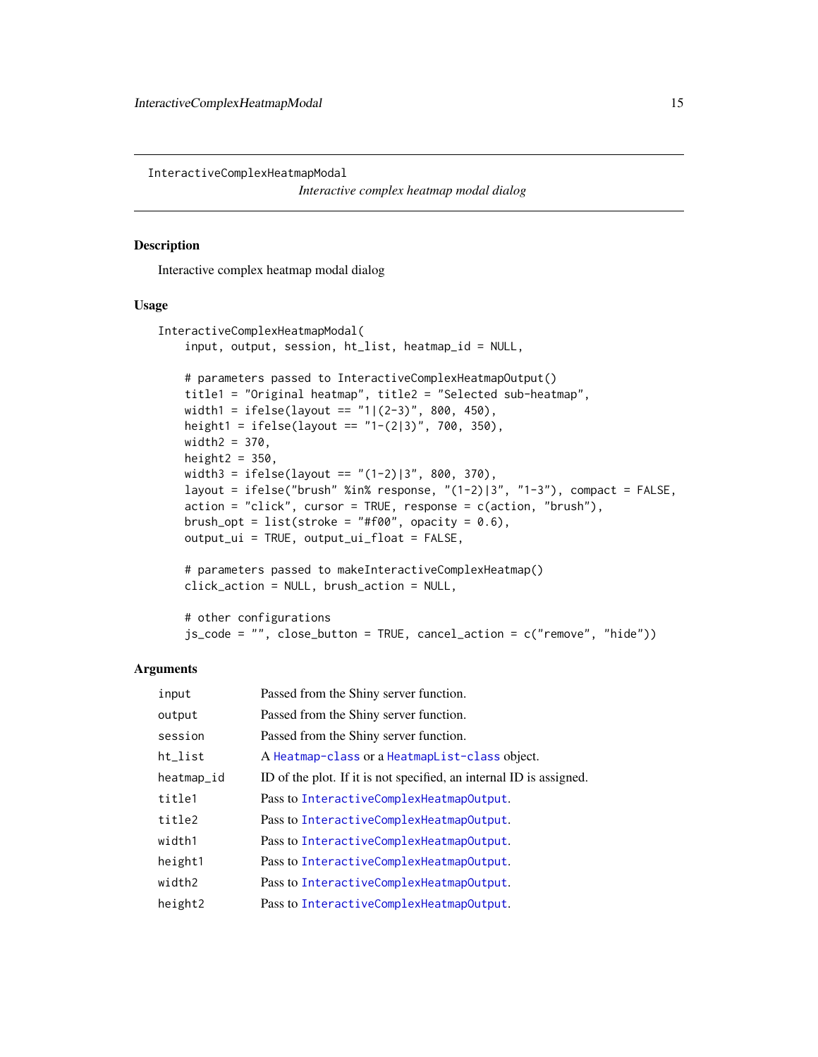InteractiveComplexHeatmapModal

*Interactive complex heatmap modal dialog*

## Description

Interactive complex heatmap modal dialog

## Usage

```
InteractiveComplexHeatmapModal(
    input, output, session, ht_list, heatmap_id = NULL,

    # parameters passed to InteractiveComplexHeatmapOutput()
    title1 = "Original heatmap", title2 = "Selected sub-heatmap",
    width1 = ifelse(layout == "1|(2-3)", 800, 450),
    height1 = ifelse(layout == "1-(2|3)", 700, 350),
    width2 = 370,
    height2 = 350,
    width3 = ifelse(layout == "(1-2)|3", 800, 370),
    layout = ifelse("brush" %in% response, "(1-2)|3", "1-3"), compact = FALSE,
    action = "click", cursor = TRUE, response = c(action, "brush"),
    brush_opt = list(stroke = "#f00", opacity = 0.6),
    output_ui = TRUE, output_ui_float = FALSE,

    # parameters passed to makeInteractiveComplexHeatmap()
    click_action = NULL, brush_action = NULL,

    # other configurations
    js_code = "", close_button = TRUE, cancel_action = c("remove", "hide"))
```

## Arguments

| | |
|---|---|
| `input` | Passed from the Shiny server function. |
| `output` | Passed from the Shiny server function. |
| `session` | Passed from the Shiny server function. |
| `ht_list` | A `Heatmap-class` or a `HeatmapList-class` object. |
| `heatmap_id` | ID of the plot. If it is not specified, an internal ID is assigned. |
| `title1` | Pass to `InteractiveComplexHeatmapOutput`. |
| `title2` | Pass to `InteractiveComplexHeatmapOutput`. |
| `width1` | Pass to `InteractiveComplexHeatmapOutput`. |
| `height1` | Pass to `InteractiveComplexHeatmapOutput`. |
| `width2` | Pass to `InteractiveComplexHeatmapOutput`. |
| `height2` | Pass to `InteractiveComplexHeatmapOutput`. |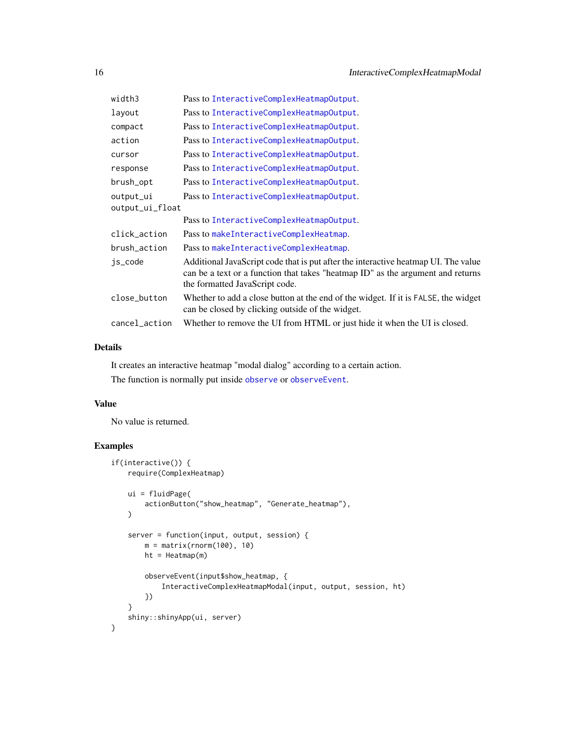| | |
|---|---|
| `width3` | Pass to `InteractiveComplexHeatmapOutput`. |
| `layout` | Pass to `InteractiveComplexHeatmapOutput`. |
| `compact` | Pass to `InteractiveComplexHeatmapOutput`. |
| `action` | Pass to `InteractiveComplexHeatmapOutput`. |
| `cursor` | Pass to `InteractiveComplexHeatmapOutput`. |
| `response` | Pass to `InteractiveComplexHeatmapOutput`. |
| `brush_opt` | Pass to `InteractiveComplexHeatmapOutput`. |
| `output_ui` | Pass to `InteractiveComplexHeatmapOutput`. |
| `output_ui_float` | Pass to `InteractiveComplexHeatmapOutput`. |
| `click_action` | Pass to `makeInteractiveComplexHeatmap`. |
| `brush_action` | Pass to `makeInteractiveComplexHeatmap`. |
| `js_code` | Additional JavaScript code that is put after the interactive heatmap UI. The value can be a text or a function that takes "heatmap ID" as the argument and returns the formatted JavaScript code. |
| `close_button` | Whether to add a close button at the end of the widget. If it is `FALSE`, the widget can be closed by clicking outside of the widget. |
| `cancel_action` | Whether to remove the UI from HTML or just hide it when the UI is closed. |

## Details

It creates an interactive heatmap "modal dialog" according to a certain action.

The function is normally put inside `observe` or `observeEvent`.

## Value

No value is returned.

## Examples

```
if(interactive()) {
    require(ComplexHeatmap)

    ui = fluidPage(
        actionButton("show_heatmap", "Generate_heatmap"),
    )

    server = function(input, output, session) {
        m = matrix(rnorm(100), 10)
        ht = Heatmap(m)

        observeEvent(input$show_heatmap, {
            InteractiveComplexHeatmapModal(input, output, session, ht)
        })
    }
    shiny::shinyApp(ui, server)
}
```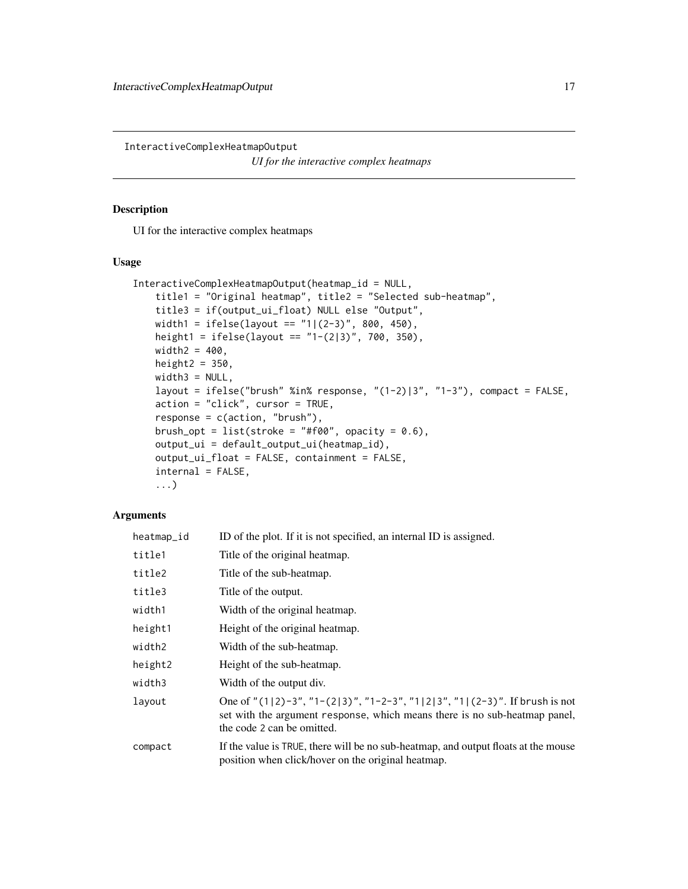InteractiveComplexHeatmapOutput

*UI for the interactive complex heatmaps*

## Description

UI for the interactive complex heatmaps

## Usage

```
InteractiveComplexHeatmapOutput(heatmap_id = NULL,
    title1 = "Original heatmap", title2 = "Selected sub-heatmap",
    title3 = if(output_ui_float) NULL else "Output",
    width1 = ifelse(layout == "1|(2-3)", 800, 450),
    height1 = ifelse(layout == "1-(2|3)", 700, 350),
    width2 = 400,
    height2 = 350,
    width3 = NULL,
    layout = ifelse("brush" %in% response, "(1-2)|3", "1-3"), compact = FALSE,
    action = "click", cursor = TRUE,
    response = c(action, "brush"),
    brush_opt = list(stroke = "#f00", opacity = 0.6),
    output_ui = default_output_ui(heatmap_id),
    output_ui_float = FALSE, containment = FALSE,
    internal = FALSE,
    ...)
```

## Arguments

| | |
|---|---|
| heatmap_id | ID of the plot. If it is not specified, an internal ID is assigned. |
| title1 | Title of the original heatmap. |
| title2 | Title of the sub-heatmap. |
| title3 | Title of the output. |
| width1 | Width of the original heatmap. |
| height1 | Height of the original heatmap. |
| width2 | Width of the sub-heatmap. |
| height2 | Height of the sub-heatmap. |
| width3 | Width of the output div. |
| layout | One of `"(1\|2)-3"`, `"1-(2\|3)"`, `"1-2-3"`, `"1\|2\|3"`, `"1\|(2-3)"`. If `brush` is not set with the argument `response`, which means there is no sub-heatmap panel, the code `2` can be omitted. |
| compact | If the value is `TRUE`, there will be no sub-heatmap, and output floats at the mouse position when click/hover on the original heatmap. |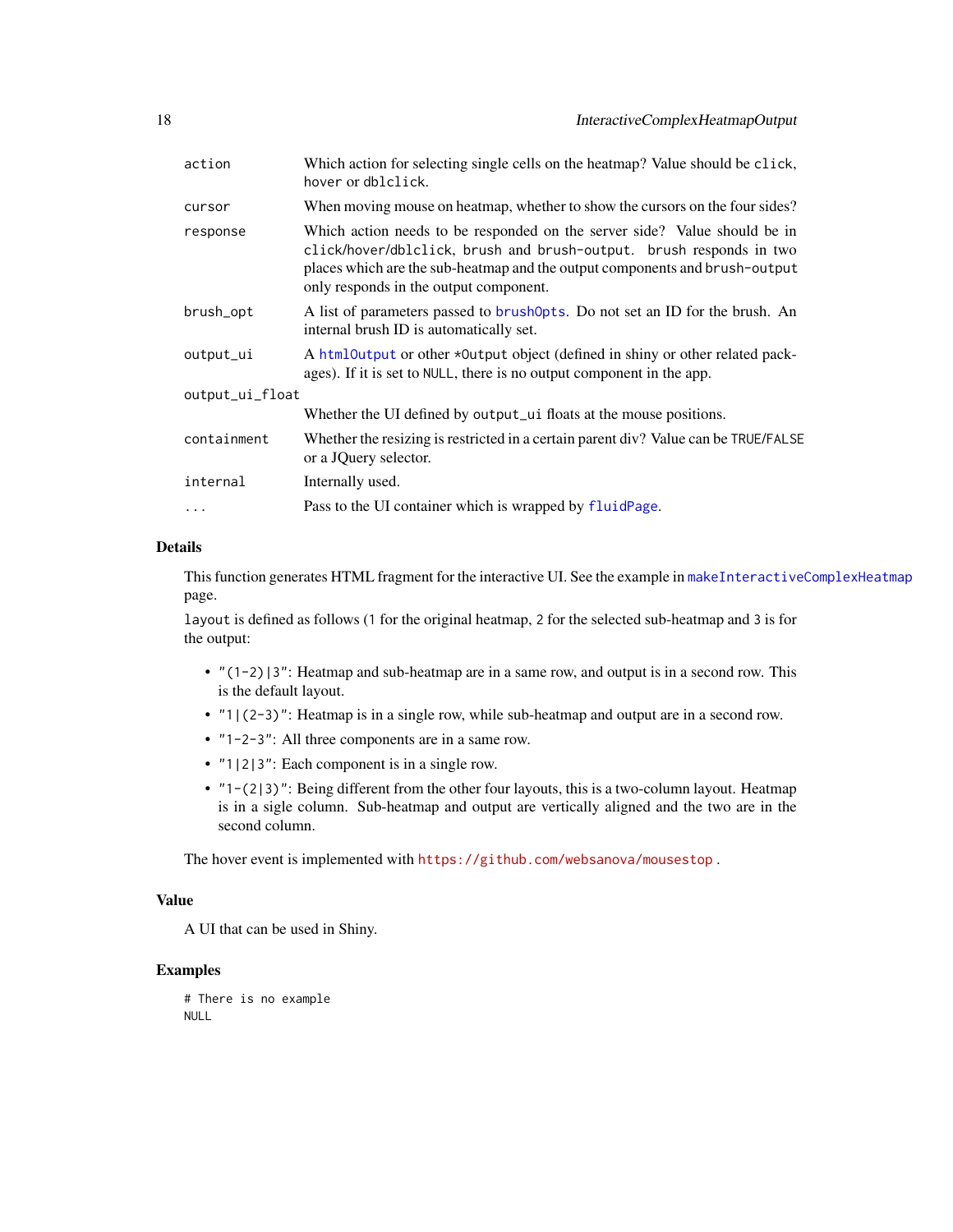| | |
|---|---|
| `action` | Which action for selecting single cells on the heatmap? Value should be `click`, `hover` or `dblclick`. |
| `cursor` | When moving mouse on heatmap, whether to show the cursors on the four sides? |
| `response` | Which action needs to be responded on the server side? Value should be in `click/hover/dblclick`, `brush` and `brush-output`. `brush` responds in two places which are the sub-heatmap and the output components and `brush-output` only responds in the output component. |
| `brush_opt` | A list of parameters passed to `brushOpts`. Do not set an ID for the brush. An internal brush ID is automatically set. |
| `output_ui` | A `htmlOutput` or other `*Output` object (defined in shiny or other related packages). If it is set to `NULL`, there is no output component in the app. |
| `output_ui_float` | Whether the UI defined by `output_ui` floats at the mouse positions. |
| `containment` | Whether the resizing is restricted in a certain parent div? Value can be `TRUE`/`FALSE` or a JQuery selector. |
| `internal` | Internally used. |
| `...` | Pass to the UI container which is wrapped by `fluidPage`. |

## Details

This function generates HTML fragment for the interactive UI. See the example in `makeInteractiveComplexHeatmap` page.

`layout` is defined as follows (`1` for the original heatmap, `2` for the selected sub-heatmap and `3` is for the output:

- `"(1-2)|3"`: Heatmap and sub-heatmap are in a same row, and output is in a second row. This is the default layout.
- `"1|(2-3)"`: Heatmap is in a single row, while sub-heatmap and output are in a second row.
- `"1-2-3"`: All three components are in a same row.
- `"1|2|3"`: Each component is in a single row.
- `"1-(2|3)"`: Being different from the other four layouts, this is a two-column layout. Heatmap is in a sigle column. Sub-heatmap and output are vertically aligned and the two are in the second column.

The hover event is implemented with `https://github.com/websanova/mousestop` .

## Value

A UI that can be used in Shiny.

## Examples

```
# There is no example
NULL
```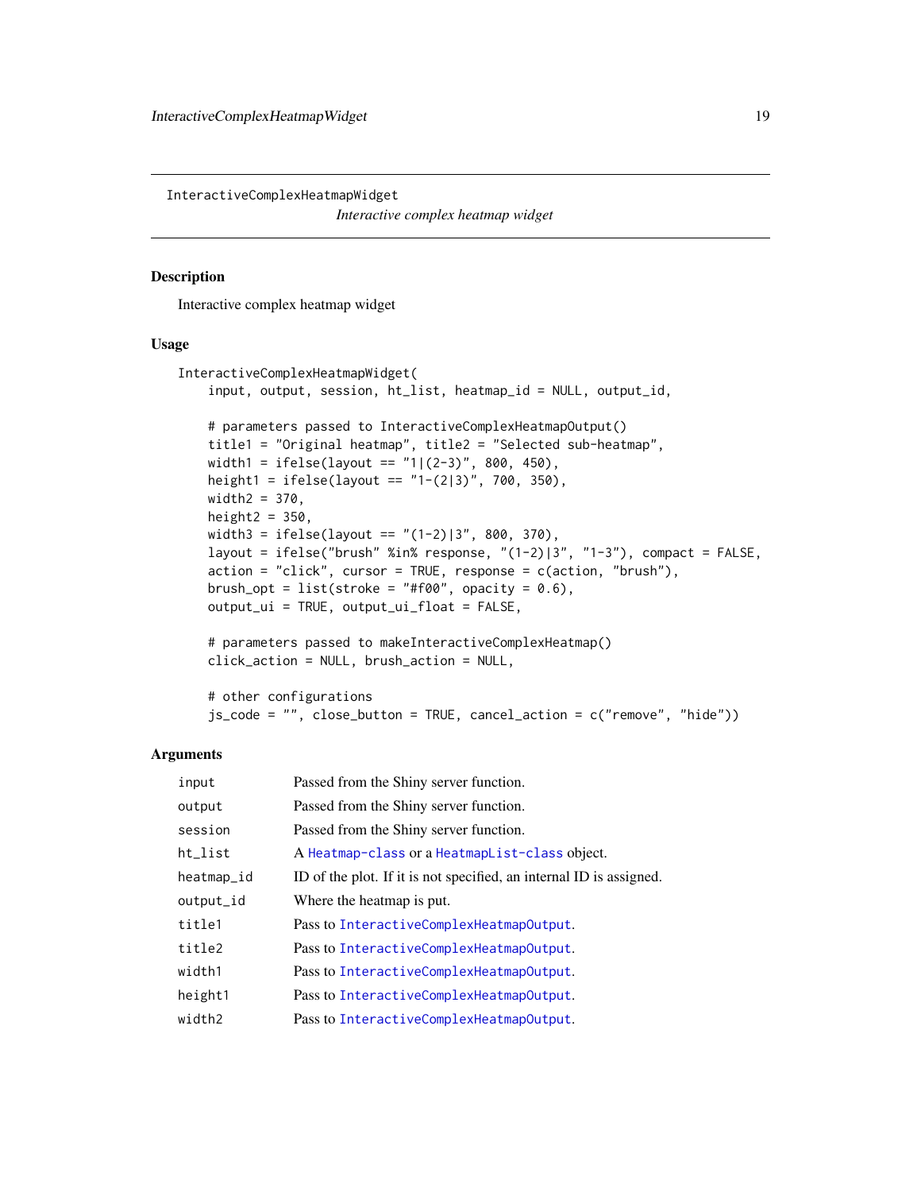## InteractiveComplexHeatmapWidget

*Interactive complex heatmap widget*

### Description

Interactive complex heatmap widget

### Usage

```
InteractiveComplexHeatmapWidget(
    input, output, session, ht_list, heatmap_id = NULL, output_id,

    # parameters passed to InteractiveComplexHeatmapOutput()
    title1 = "Original heatmap", title2 = "Selected sub-heatmap",
    width1 = ifelse(layout == "1|(2-3)", 800, 450),
    height1 = ifelse(layout == "1-(2|3)", 700, 350),
    width2 = 370,
    height2 = 350,
    width3 = ifelse(layout == "(1-2)|3", 800, 370),
    layout = ifelse("brush" %in% response, "(1-2)|3", "1-3"), compact = FALSE,
    action = "click", cursor = TRUE, response = c(action, "brush"),
    brush_opt = list(stroke = "#f00", opacity = 0.6),
    output_ui = TRUE, output_ui_float = FALSE,

    # parameters passed to makeInteractiveComplexHeatmap()
    click_action = NULL, brush_action = NULL,

    # other configurations
    js_code = "", close_button = TRUE, cancel_action = c("remove", "hide"))
```

### Arguments

| | |
|---|---|
| `input` | Passed from the Shiny server function. |
| `output` | Passed from the Shiny server function. |
| `session` | Passed from the Shiny server function. |
| `ht_list` | A `Heatmap-class` or a `HeatmapList-class` object. |
| `heatmap_id` | ID of the plot. If it is not specified, an internal ID is assigned. |
| `output_id` | Where the heatmap is put. |
| `title1` | Pass to `InteractiveComplexHeatmapOutput`. |
| `title2` | Pass to `InteractiveComplexHeatmapOutput`. |
| `width1` | Pass to `InteractiveComplexHeatmapOutput`. |
| `height1` | Pass to `InteractiveComplexHeatmapOutput`. |
| `width2` | Pass to `InteractiveComplexHeatmapOutput`. |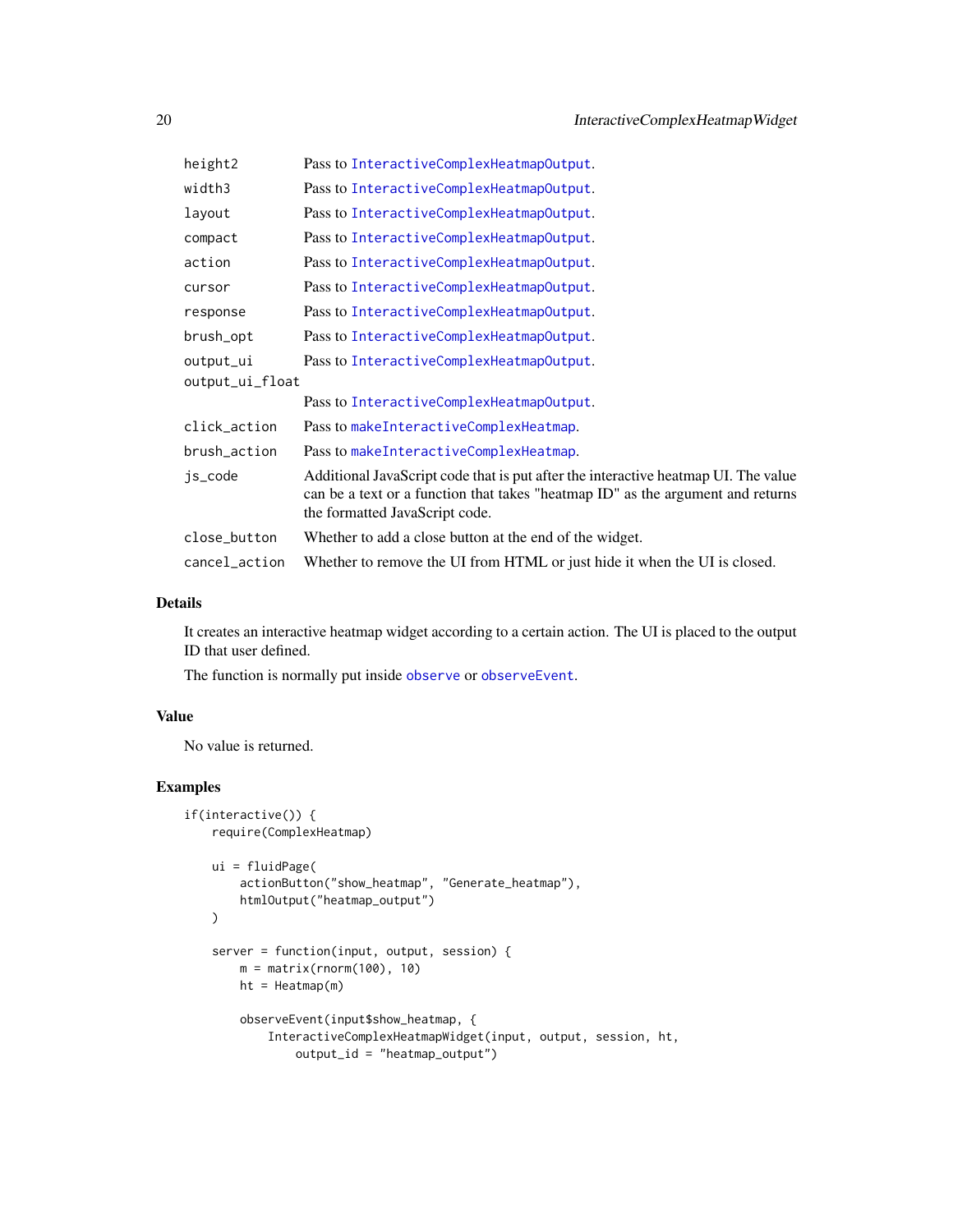| | |
|---|---|
| height2 | Pass to InteractiveComplexHeatmapOutput. |
| width3 | Pass to InteractiveComplexHeatmapOutput. |
| layout | Pass to InteractiveComplexHeatmapOutput. |
| compact | Pass to InteractiveComplexHeatmapOutput. |
| action | Pass to InteractiveComplexHeatmapOutput. |
| cursor | Pass to InteractiveComplexHeatmapOutput. |
| response | Pass to InteractiveComplexHeatmapOutput. |
| brush_opt | Pass to InteractiveComplexHeatmapOutput. |
| output_ui | Pass to InteractiveComplexHeatmapOutput. |
| output_ui_float | Pass to InteractiveComplexHeatmapOutput. |
| click_action | Pass to makeInteractiveComplexHeatmap. |
| brush_action | Pass to makeInteractiveComplexHeatmap. |
| js_code | Additional JavaScript code that is put after the interactive heatmap UI. The value can be a text or a function that takes "heatmap ID" as the argument and returns the formatted JavaScript code. |
| close_button | Whether to add a close button at the end of the widget. |
| cancel_action | Whether to remove the UI from HTML or just hide it when the UI is closed. |

## Details

It creates an interactive heatmap widget according to a certain action. The UI is placed to the output ID that user defined.

The function is normally put inside observe or observeEvent.

## Value

No value is returned.

## Examples

```
if(interactive()) {
    require(ComplexHeatmap)

    ui = fluidPage(
        actionButton("show_heatmap", "Generate_heatmap"),
        htmlOutput("heatmap_output")
    )

    server = function(input, output, session) {
        m = matrix(rnorm(100), 10)
        ht = Heatmap(m)

        observeEvent(input$show_heatmap, {
            InteractiveComplexHeatmapWidget(input, output, session, ht,
                output_id = "heatmap_output")
```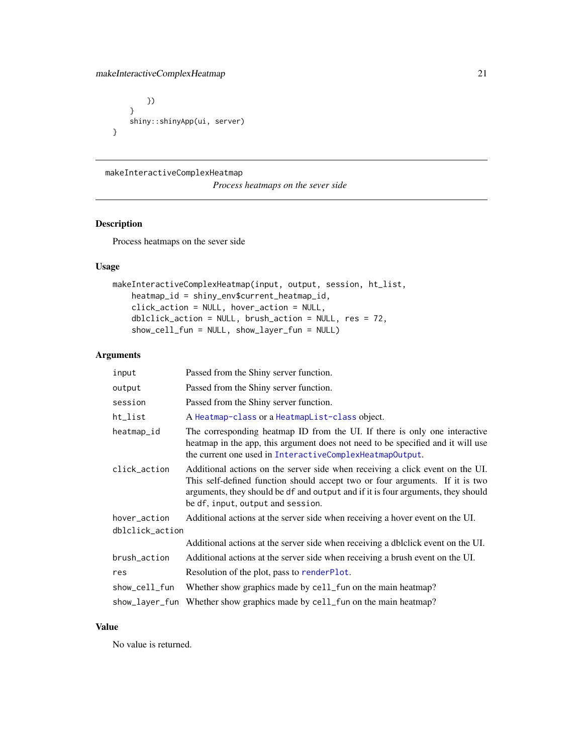```
        })
    }
    shiny::shinyApp(ui, server)
}
```

---

## makeInteractiveComplexHeatmap

*Process heatmaps on the sever side*

---

### Description

Process heatmaps on the sever side

### Usage

```
makeInteractiveComplexHeatmap(input, output, session, ht_list,
    heatmap_id = shiny_env$current_heatmap_id,
    click_action = NULL, hover_action = NULL,
    dblclick_action = NULL, brush_action = NULL, res = 72,
    show_cell_fun = NULL, show_layer_fun = NULL)
```

### Arguments

| | |
|---|---|
| `input` | Passed from the Shiny server function. |
| `output` | Passed from the Shiny server function. |
| `session` | Passed from the Shiny server function. |
| `ht_list` | A `Heatmap-class` or a `HeatmapList-class` object. |
| `heatmap_id` | The corresponding heatmap ID from the UI. If there is only one interactive heatmap in the app, this argument does not need to be specified and it will use the current one used in `InteractiveComplexHeatmapOutput`. |
| `click_action` | Additional actions on the server side when receiving a click event on the UI. This self-defined function should accept two or four arguments. If it is two arguments, they should be `df` and `output` and if it is four arguments, they should be `df`, `input`, `output` and `session`. |
| `hover_action` | Additional actions at the server side when receiving a hover event on the UI. |
| `dblclick_action` | Additional actions at the server side when receiving a dblclick event on the UI. |
| `brush_action` | Additional actions at the server side when receiving a brush event on the UI. |
| `res` | Resolution of the plot, pass to `renderPlot`. |
| `show_cell_fun` | Whether show graphics made by `cell_fun` on the main heatmap? |
| `show_layer_fun` | Whether show graphics made by `cell_fun` on the main heatmap? |

### Value

No value is returned.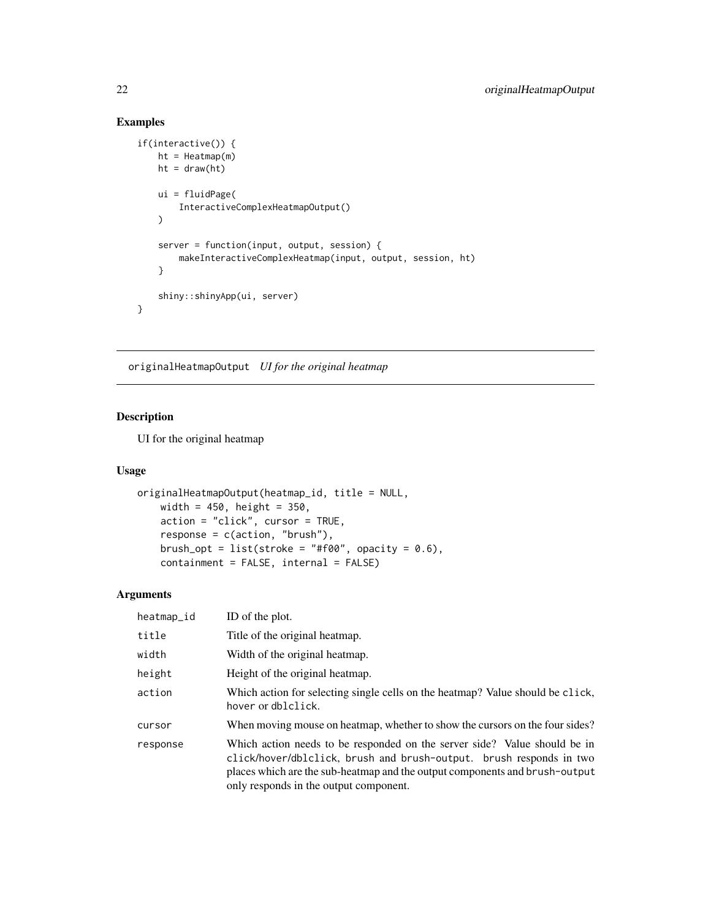## Examples

```
if(interactive()) {
    ht = Heatmap(m)
    ht = draw(ht)

    ui = fluidPage(
        InteractiveComplexHeatmapOutput()
    )

    server = function(input, output, session) {
        makeInteractiveComplexHeatmap(input, output, session, ht)
    }

    shiny::shinyApp(ui, server)
}
```

---

# originalHeatmapOutput *UI for the original heatmap*

## Description

UI for the original heatmap

## Usage

```
originalHeatmapOutput(heatmap_id, title = NULL,
    width = 450, height = 350,
    action = "click", cursor = TRUE,
    response = c(action, "brush"),
    brush_opt = list(stroke = "#f00", opacity = 0.6),
    containment = FALSE, internal = FALSE)
```

## Arguments

| | |
|---|---|
| `heatmap_id` | ID of the plot. |
| `title` | Title of the original heatmap. |
| `width` | Width of the original heatmap. |
| `height` | Height of the original heatmap. |
| `action` | Which action for selecting single cells on the heatmap? Value should be `click`, `hover` or `dblclick`. |
| `cursor` | When moving mouse on heatmap, whether to show the cursors on the four sides? |
| `response` | Which action needs to be responded on the server side? Value should be in `click`/`hover`/`dblclick`, `brush` and `brush-output`. `brush` responds in two places which are the sub-heatmap and the output components and `brush-output` only responds in the output component. |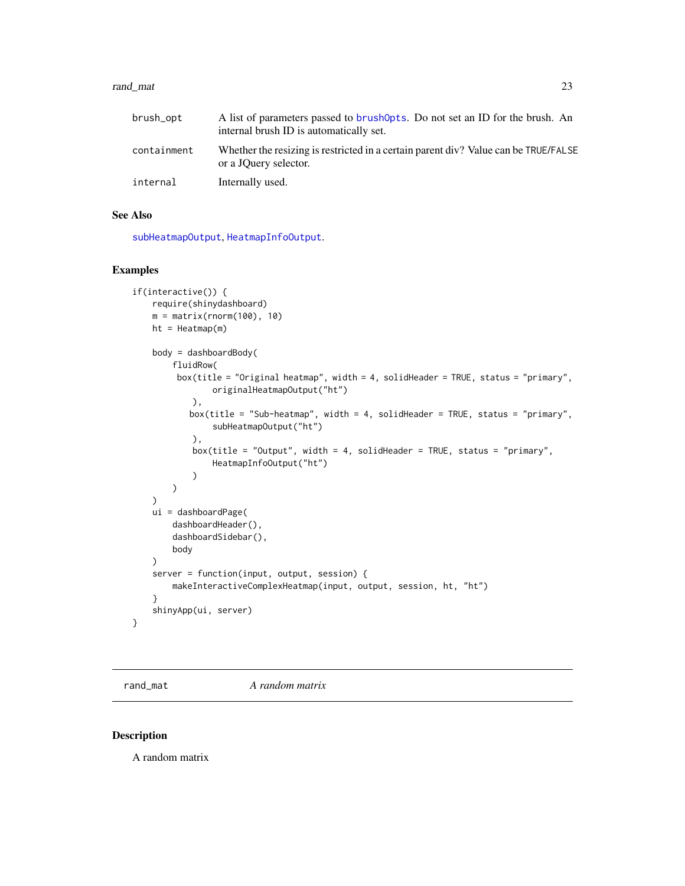| | |
|---|---|
| brush_opt | A list of parameters passed to brushOpts. Do not set an ID for the brush. An internal brush ID is automatically set. |
| containment | Whether the resizing is restricted in a certain parent div? Value can be TRUE/FALSE or a JQuery selector. |
| internal | Internally used. |

## See Also

subHeatmapOutput, HeatmapInfoOutput.

## Examples

```
if(interactive()) {
    require(shinydashboard)
    m = matrix(rnorm(100), 10)
    ht = Heatmap(m)

    body = dashboardBody(
        fluidRow(
         box(title = "Original heatmap", width = 4, solidHeader = TRUE, status = "primary",
               originalHeatmapOutput("ht")
            ),
           box(title = "Sub-heatmap", width = 4, solidHeader = TRUE, status = "primary",
               subHeatmapOutput("ht")
            ),
            box(title = "Output", width = 4, solidHeader = TRUE, status = "primary",
               HeatmapInfoOutput("ht")
            )
        )
    )
    ui = dashboardPage(
        dashboardHeader(),
        dashboardSidebar(),
        body
    )
    server = function(input, output, session) {
        makeInteractiveComplexHeatmap(input, output, session, ht, "ht")
    }
    shinyApp(ui, server)
}
```

---

# rand_mat *A random matrix*

## Description

A random matrix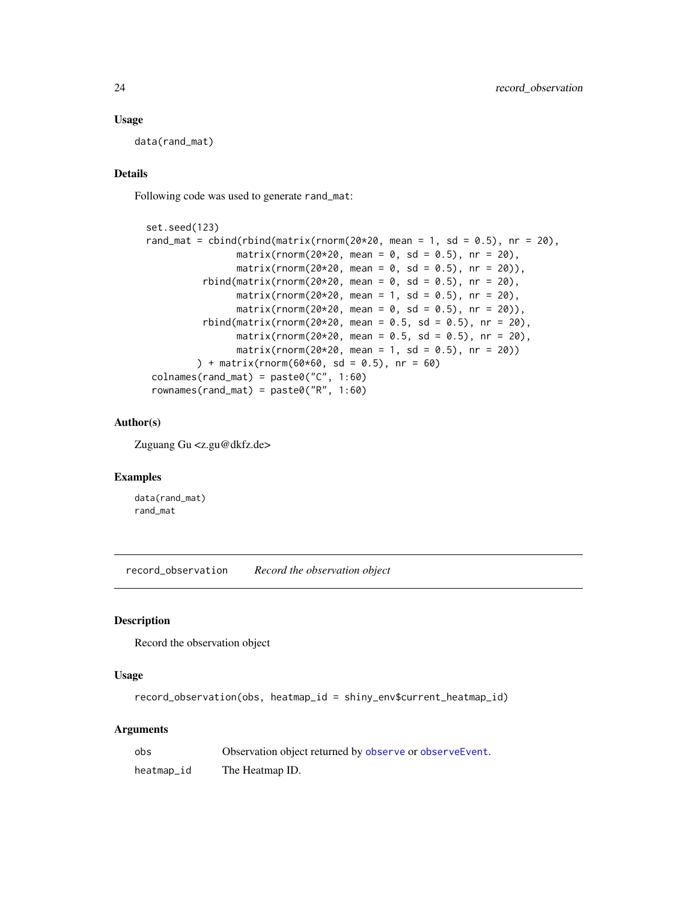### Usage

```
data(rand_mat)
```

### Details

Following code was used to generate `rand_mat`:

```
set.seed(123)
rand_mat = cbind(rbind(matrix(rnorm(20*20, mean = 1, sd = 0.5), nr = 20),
                 matrix(rnorm(20*20, mean = 0, sd = 0.5), nr = 20),
                 matrix(rnorm(20*20, mean = 0, sd = 0.5), nr = 20)),
           rbind(matrix(rnorm(20*20, mean = 0, sd = 0.5), nr = 20),
                 matrix(rnorm(20*20, mean = 1, sd = 0.5), nr = 20),
                 matrix(rnorm(20*20, mean = 0, sd = 0.5), nr = 20)),
           rbind(matrix(rnorm(20*20, mean = 0.5, sd = 0.5), nr = 20),
                 matrix(rnorm(20*20, mean = 0.5, sd = 0.5), nr = 20),
                 matrix(rnorm(20*20, mean = 1, sd = 0.5), nr = 20))
          ) + matrix(rnorm(60*60, sd = 0.5), nr = 60)
 colnames(rand_mat) = paste0("C", 1:60)
 rownames(rand_mat) = paste0("R", 1:60)
```

### Author(s)

Zuguang Gu <z.gu@dkfz.de>

### Examples

```
data(rand_mat)
rand_mat
```

---

## record_observation    *Record the observation object*

---

### Description

Record the observation object

### Usage

```
record_observation(obs, heatmap_id = shiny_env$current_heatmap_id)
```

### Arguments

| | |
|---|---|
| obs | Observation object returned by `observe` or `observeEvent`. |
| heatmap_id | The Heatmap ID. |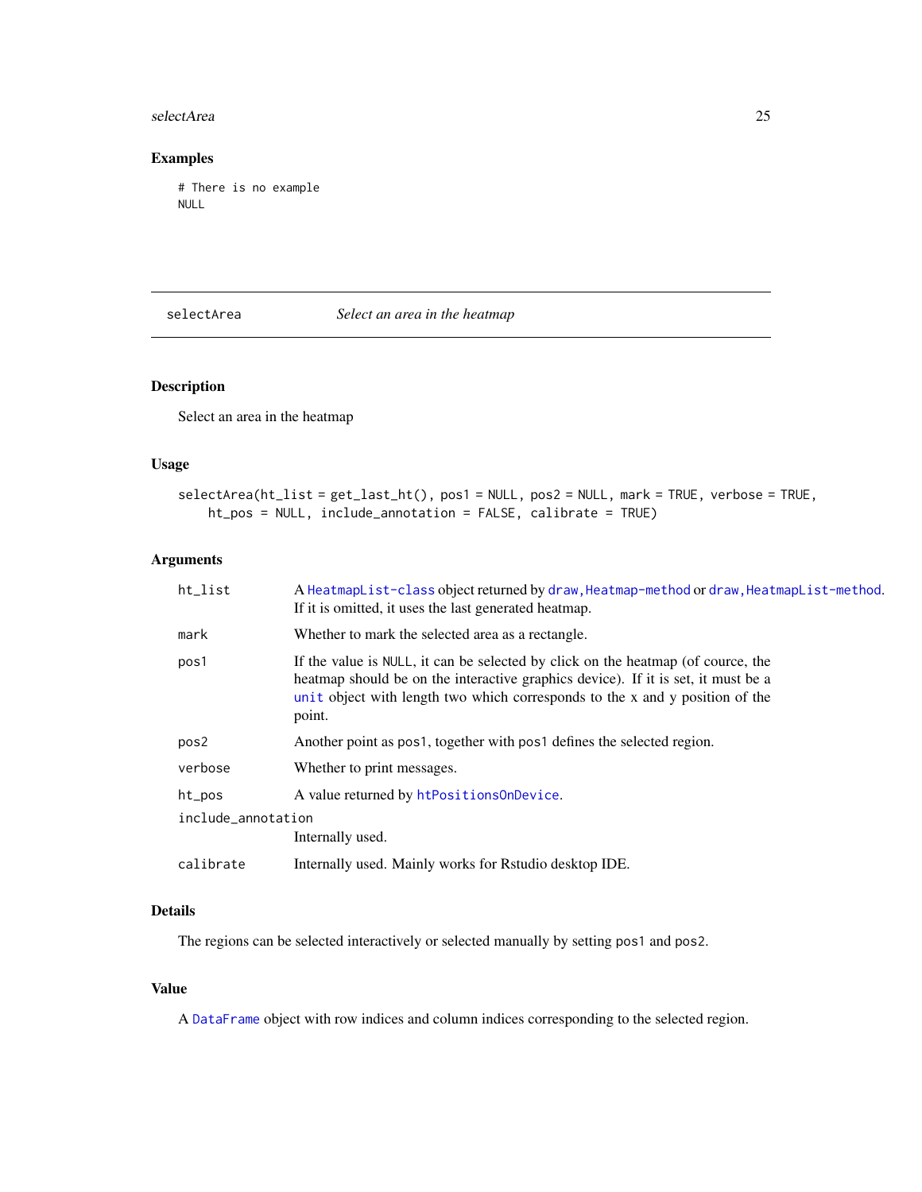## Examples

```
# There is no example
NULL
```

---

selectArea *Select an area in the heatmap*

---

## Description

Select an area in the heatmap

## Usage

```
selectArea(ht_list = get_last_ht(), pos1 = NULL, pos2 = NULL, mark = TRUE, verbose = TRUE,
    ht_pos = NULL, include_annotation = FALSE, calibrate = TRUE)
```

## Arguments

| | |
|---|---|
| `ht_list` | A `HeatmapList-class` object returned by `draw,Heatmap-method` or `draw,HeatmapList-method`. If it is omitted, it uses the last generated heatmap. |
| `mark` | Whether to mark the selected area as a rectangle. |
| `pos1` | If the value is `NULL`, it can be selected by click on the heatmap (of cource, the heatmap should be on the interactive graphics device). If it is set, it must be a `unit` object with length two which corresponds to the x and y position of the point. |
| `pos2` | Another point as `pos1`, together with `pos1` defines the selected region. |
| `verbose` | Whether to print messages. |
| `ht_pos` | A value returned by `htPositionsOnDevice`. |
| `include_annotation` | Internally used. |
| `calibrate` | Internally used. Mainly works for Rstudio desktop IDE. |

## Details

The regions can be selected interactively or selected manually by setting `pos1` and `pos2`.

## Value

A `DataFrame` object with row indices and column indices corresponding to the selected region.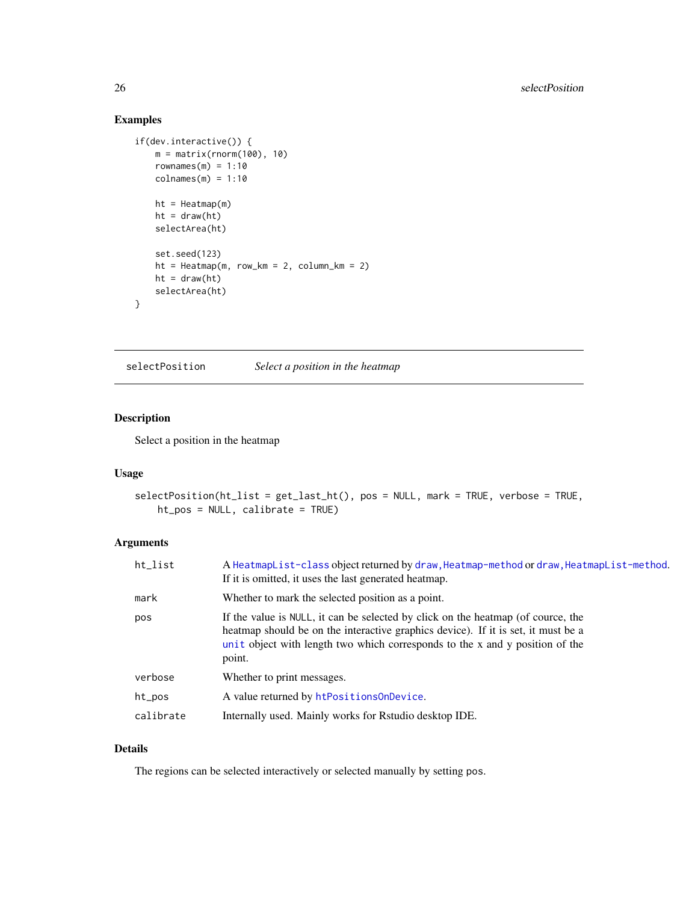## Examples

```
if(dev.interactive()) {
    m = matrix(rnorm(100), 10)
    rownames(m) = 1:10
    colnames(m) = 1:10

    ht = Heatmap(m)
    ht = draw(ht)
    selectArea(ht)

    set.seed(123)
    ht = Heatmap(m, row_km = 2, column_km = 2)
    ht = draw(ht)
    selectArea(ht)
}
```

---

# selectPosition — *Select a position in the heatmap*

---

## Description

Select a position in the heatmap

## Usage

```
selectPosition(ht_list = get_last_ht(), pos = NULL, mark = TRUE, verbose = TRUE,
    ht_pos = NULL, calibrate = TRUE)
```

## Arguments

| | |
|---|---|
| `ht_list` | A `HeatmapList-class` object returned by `draw,Heatmap-method` or `draw,HeatmapList-method`. If it is omitted, it uses the last generated heatmap. |
| `mark` | Whether to mark the selected position as a point. |
| `pos` | If the value is `NULL`, it can be selected by click on the heatmap (of cource, the heatmap should be on the interactive graphics device). If it is set, it must be a `unit` object with length two which corresponds to the x and y position of the point. |
| `verbose` | Whether to print messages. |
| `ht_pos` | A value returned by `htPositionsOnDevice`. |
| `calibrate` | Internally used. Mainly works for Rstudio desktop IDE. |

## Details

The regions can be selected interactively or selected manually by setting `pos`.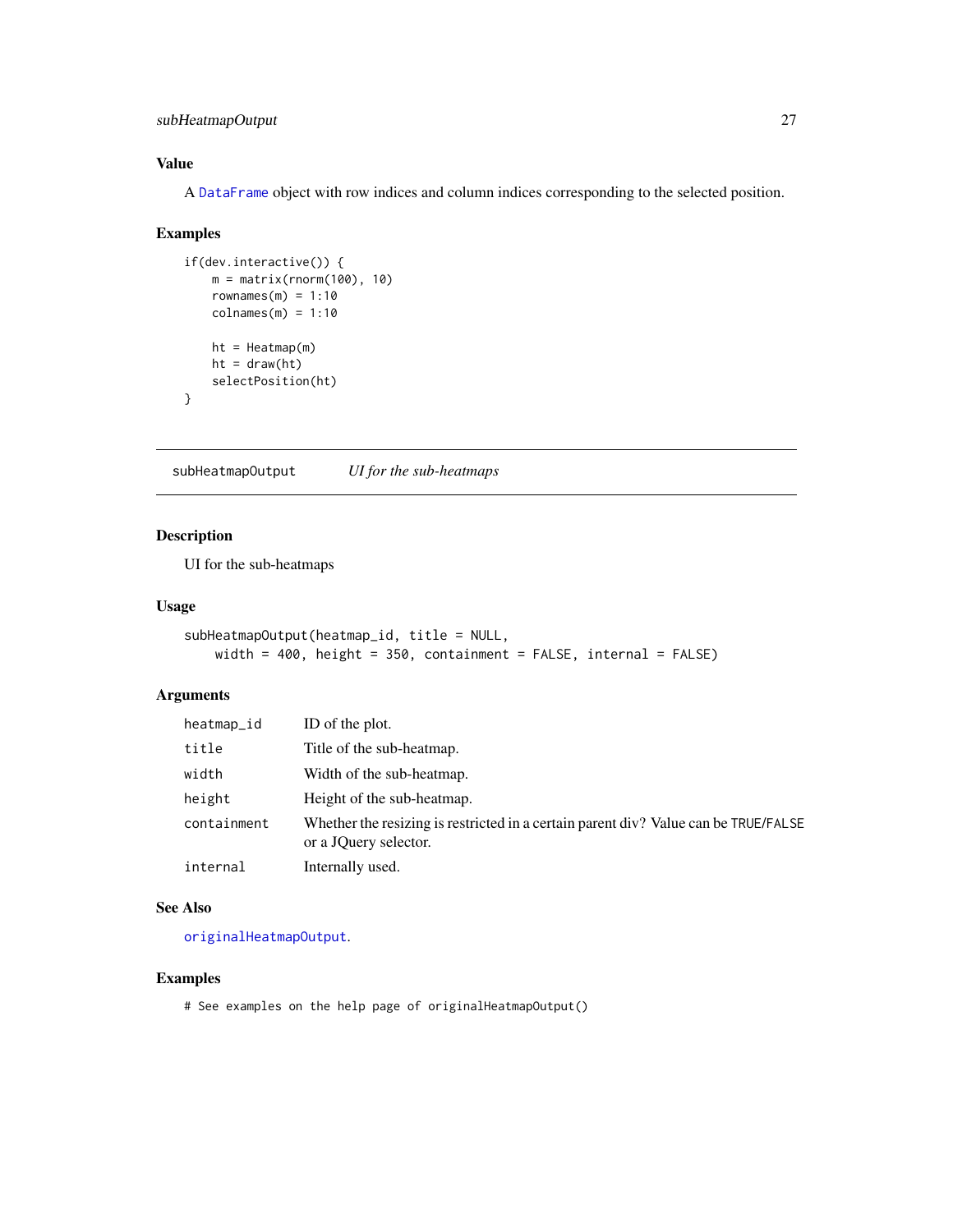## Value

A DataFrame object with row indices and column indices corresponding to the selected position.

## Examples

```
if(dev.interactive()) {
    m = matrix(rnorm(100), 10)
    rownames(m) = 1:10
    colnames(m) = 1:10

    ht = Heatmap(m)
    ht = draw(ht)
    selectPosition(ht)
}
```

---

# subHeatmapOutput *UI for the sub-heatmaps*

---

## Description

UI for the sub-heatmaps

## Usage

```
subHeatmapOutput(heatmap_id, title = NULL,
    width = 400, height = 350, containment = FALSE, internal = FALSE)
```

## Arguments

| | |
|---|---|
| heatmap_id | ID of the plot. |
| title | Title of the sub-heatmap. |
| width | Width of the sub-heatmap. |
| height | Height of the sub-heatmap. |
| containment | Whether the resizing is restricted in a certain parent div? Value can be TRUE/FALSE or a JQuery selector. |
| internal | Internally used. |

## See Also

originalHeatmapOutput.

## Examples

```
# See examples on the help page of originalHeatmapOutput()
```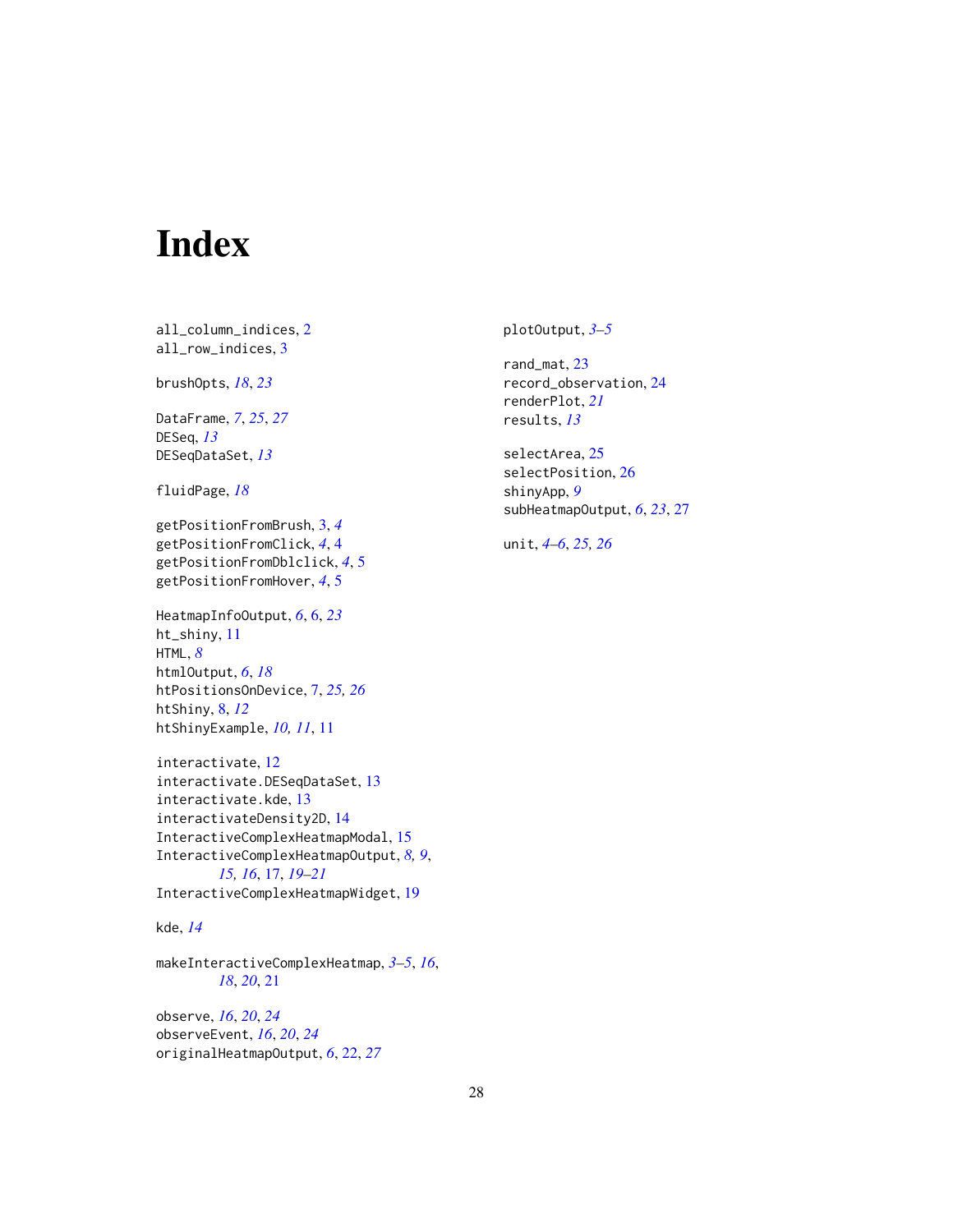# Index

all_column_indices, 2
all_row_indices, 3

brushOpts, *18*, *23*

DataFrame, *7*, *25*, *27*
DESeq, *13*
DESeqDataSet, *13*

fluidPage, *18*

getPositionFromBrush, 3, *4*
getPositionFromClick, *4*, 4
getPositionFromDblclick, *4*, 5
getPositionFromHover, *4*, 5

HeatmapInfoOutput, *6*, 6, *23*
ht_shiny, 11
HTML, *8*
htmlOutput, *6*, *18*
htPositionsOnDevice, 7, *25, 26*
htShiny, 8, *12*
htShinyExample, *10, 11*, 11

interactivate, 12
interactivate.DESeqDataSet, 13
interactivate.kde, 13
interactivateDensity2D, 14
InteractiveComplexHeatmapModal, 15
InteractiveComplexHeatmapOutput, *8, 9*, *15, 16*, 17, *19–21*
InteractiveComplexHeatmapWidget, 19

kde, *14*

makeInteractiveComplexHeatmap, *3–5*, *16*, *18*, *20*, 21

observe, *16*, *20*, *24*
observeEvent, *16*, *20*, *24*
originalHeatmapOutput, *6*, 22, *27*

plotOutput, *3–5*

rand_mat, 23
record_observation, 24
renderPlot, *21*
results, *13*

selectArea, 25
selectPosition, 26
shinyApp, *9*
subHeatmapOutput, *6*, *23*, 27

unit, *4–6*, *25, 26*